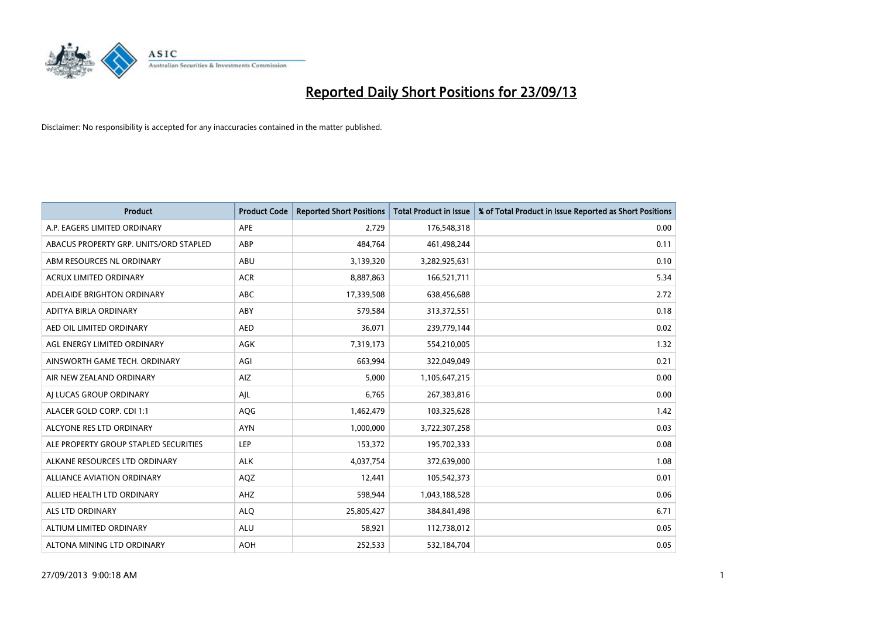# Reported Daily Short Positions for 23/09/13

Disclaimer: No responsibility is accepted for any inaccuracies contained in the matter published.

| Product | Product Code | Reported Short Positions | Total Product in Issue | % of Total Product in Issue Reported as Short Positions |
|---|---|---|---|---|
| A.P. EAGERS LIMITED ORDINARY | APE | 2,729 | 176,548,318 | 0.00 |
| ABACUS PROPERTY GRP. UNITS/ORD STAPLED | ABP | 484,764 | 461,498,244 | 0.11 |
| ABM RESOURCES NL ORDINARY | ABU | 3,139,320 | 3,282,925,631 | 0.10 |
| ACRUX LIMITED ORDINARY | ACR | 8,887,863 | 166,521,711 | 5.34 |
| ADELAIDE BRIGHTON ORDINARY | ABC | 17,339,508 | 638,456,688 | 2.72 |
| ADITYA BIRLA ORDINARY | ABY | 579,584 | 313,372,551 | 0.18 |
| AED OIL LIMITED ORDINARY | AED | 36,071 | 239,779,144 | 0.02 |
| AGL ENERGY LIMITED ORDINARY | AGK | 7,319,173 | 554,210,005 | 1.32 |
| AINSWORTH GAME TECH. ORDINARY | AGI | 663,994 | 322,049,049 | 0.21 |
| AIR NEW ZEALAND ORDINARY | AIZ | 5,000 | 1,105,647,215 | 0.00 |
| AJ LUCAS GROUP ORDINARY | AJL | 6,765 | 267,383,816 | 0.00 |
| ALACER GOLD CORP. CDI 1:1 | AQG | 1,462,479 | 103,325,628 | 1.42 |
| ALCYONE RES LTD ORDINARY | AYN | 1,000,000 | 3,722,307,258 | 0.03 |
| ALE PROPERTY GROUP STAPLED SECURITIES | LEP | 153,372 | 195,702,333 | 0.08 |
| ALKANE RESOURCES LTD ORDINARY | ALK | 4,037,754 | 372,639,000 | 1.08 |
| ALLIANCE AVIATION ORDINARY | AQZ | 12,441 | 105,542,373 | 0.01 |
| ALLIED HEALTH LTD ORDINARY | AHZ | 598,944 | 1,043,188,528 | 0.06 |
| ALS LTD ORDINARY | ALQ | 25,805,427 | 384,841,498 | 6.71 |
| ALTIUM LIMITED ORDINARY | ALU | 58,921 | 112,738,012 | 0.05 |
| ALTONA MINING LTD ORDINARY | AOH | 252,533 | 532,184,704 | 0.05 |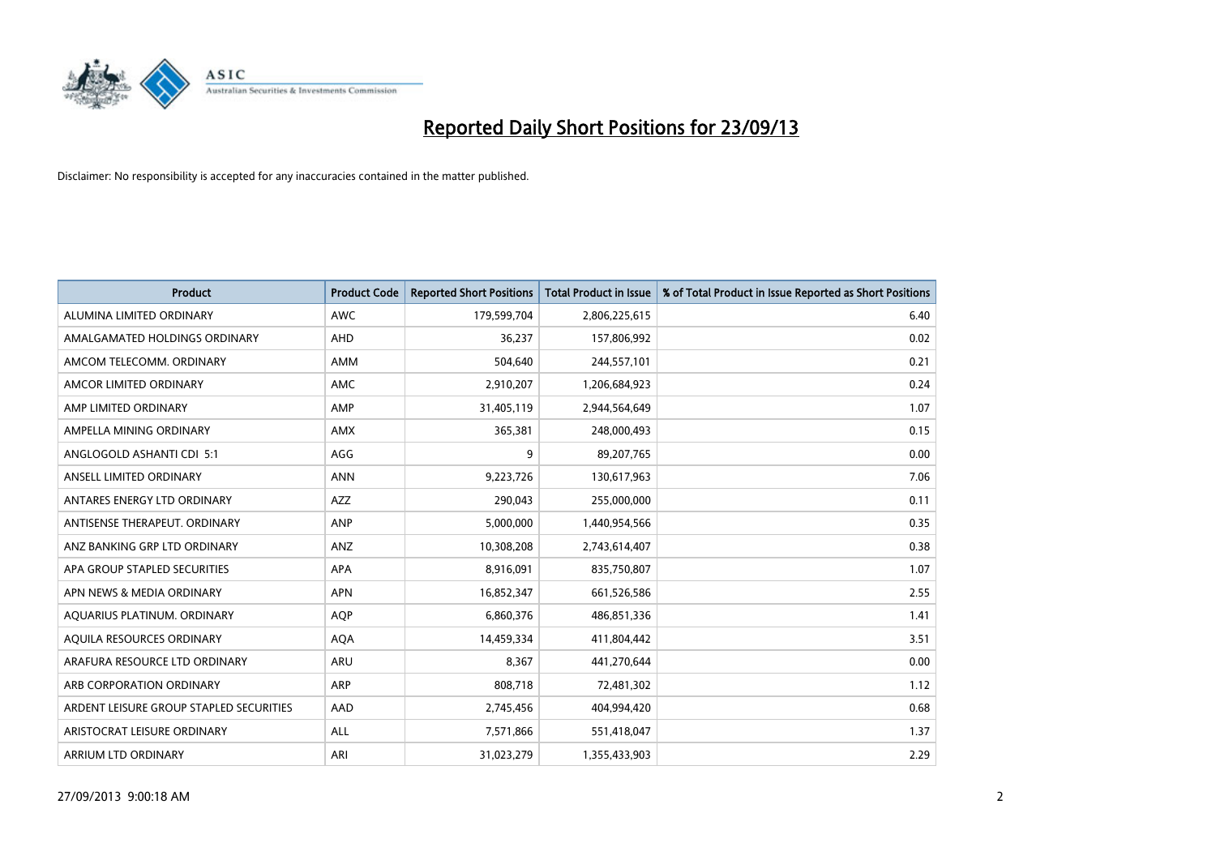# Reported Daily Short Positions for 23/09/13

Disclaimer: No responsibility is accepted for any inaccuracies contained in the matter published.

| Product | Product Code | Reported Short Positions | Total Product in Issue | % of Total Product in Issue Reported as Short Positions |
|---|---|---|---|---|
| ALUMINA LIMITED ORDINARY | AWC | 179,599,704 | 2,806,225,615 | 6.40 |
| AMALGAMATED HOLDINGS ORDINARY | AHD | 36,237 | 157,806,992 | 0.02 |
| AMCOM TELECOMM. ORDINARY | AMM | 504,640 | 244,557,101 | 0.21 |
| AMCOR LIMITED ORDINARY | AMC | 2,910,207 | 1,206,684,923 | 0.24 |
| AMP LIMITED ORDINARY | AMP | 31,405,119 | 2,944,564,649 | 1.07 |
| AMPELLA MINING ORDINARY | AMX | 365,381 | 248,000,493 | 0.15 |
| ANGLOGOLD ASHANTI CDI 5:1 | AGG | 9 | 89,207,765 | 0.00 |
| ANSELL LIMITED ORDINARY | ANN | 9,223,726 | 130,617,963 | 7.06 |
| ANTARES ENERGY LTD ORDINARY | AZZ | 290,043 | 255,000,000 | 0.11 |
| ANTISENSE THERAPEUT. ORDINARY | ANP | 5,000,000 | 1,440,954,566 | 0.35 |
| ANZ BANKING GRP LTD ORDINARY | ANZ | 10,308,208 | 2,743,614,407 | 0.38 |
| APA GROUP STAPLED SECURITIES | APA | 8,916,091 | 835,750,807 | 1.07 |
| APN NEWS & MEDIA ORDINARY | APN | 16,852,347 | 661,526,586 | 2.55 |
| AQUARIUS PLATINUM. ORDINARY | AQP | 6,860,376 | 486,851,336 | 1.41 |
| AQUILA RESOURCES ORDINARY | AQA | 14,459,334 | 411,804,442 | 3.51 |
| ARAFURA RESOURCE LTD ORDINARY | ARU | 8,367 | 441,270,644 | 0.00 |
| ARB CORPORATION ORDINARY | ARP | 808,718 | 72,481,302 | 1.12 |
| ARDENT LEISURE GROUP STAPLED SECURITIES | AAD | 2,745,456 | 404,994,420 | 0.68 |
| ARISTOCRAT LEISURE ORDINARY | ALL | 7,571,866 | 551,418,047 | 1.37 |
| ARRIUM LTD ORDINARY | ARI | 31,023,279 | 1,355,433,903 | 2.29 |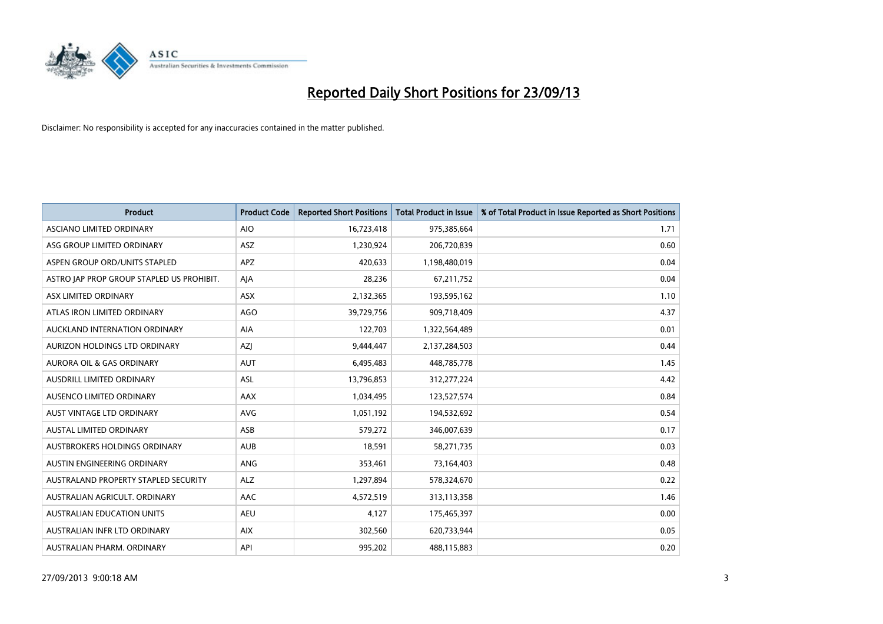# Reported Daily Short Positions for 23/09/13

Disclaimer: No responsibility is accepted for any inaccuracies contained in the matter published.

| Product | Product Code | Reported Short Positions | Total Product in Issue | % of Total Product in Issue Reported as Short Positions |
|---|---|---|---|---|
| ASCIANO LIMITED ORDINARY | AIO | 16,723,418 | 975,385,664 | 1.71 |
| ASG GROUP LIMITED ORDINARY | ASZ | 1,230,924 | 206,720,839 | 0.60 |
| ASPEN GROUP ORD/UNITS STAPLED | APZ | 420,633 | 1,198,480,019 | 0.04 |
| ASTRO JAP PROP GROUP STAPLED US PROHIBIT. | AJA | 28,236 | 67,211,752 | 0.04 |
| ASX LIMITED ORDINARY | ASX | 2,132,365 | 193,595,162 | 1.10 |
| ATLAS IRON LIMITED ORDINARY | AGO | 39,729,756 | 909,718,409 | 4.37 |
| AUCKLAND INTERNATION ORDINARY | AIA | 122,703 | 1,322,564,489 | 0.01 |
| AURIZON HOLDINGS LTD ORDINARY | AZJ | 9,444,447 | 2,137,284,503 | 0.44 |
| AURORA OIL & GAS ORDINARY | AUT | 6,495,483 | 448,785,778 | 1.45 |
| AUSDRILL LIMITED ORDINARY | ASL | 13,796,853 | 312,277,224 | 4.42 |
| AUSENCO LIMITED ORDINARY | AAX | 1,034,495 | 123,527,574 | 0.84 |
| AUST VINTAGE LTD ORDINARY | AVG | 1,051,192 | 194,532,692 | 0.54 |
| AUSTAL LIMITED ORDINARY | ASB | 579,272 | 346,007,639 | 0.17 |
| AUSTBROKERS HOLDINGS ORDINARY | AUB | 18,591 | 58,271,735 | 0.03 |
| AUSTIN ENGINEERING ORDINARY | ANG | 353,461 | 73,164,403 | 0.48 |
| AUSTRALAND PROPERTY STAPLED SECURITY | ALZ | 1,297,894 | 578,324,670 | 0.22 |
| AUSTRALIAN AGRICULT. ORDINARY | AAC | 4,572,519 | 313,113,358 | 1.46 |
| AUSTRALIAN EDUCATION UNITS | AEU | 4,127 | 175,465,397 | 0.00 |
| AUSTRALIAN INFR LTD ORDINARY | AIX | 302,560 | 620,733,944 | 0.05 |
| AUSTRALIAN PHARM. ORDINARY | API | 995,202 | 488,115,883 | 0.20 |

27/09/2013 9:00:18 AM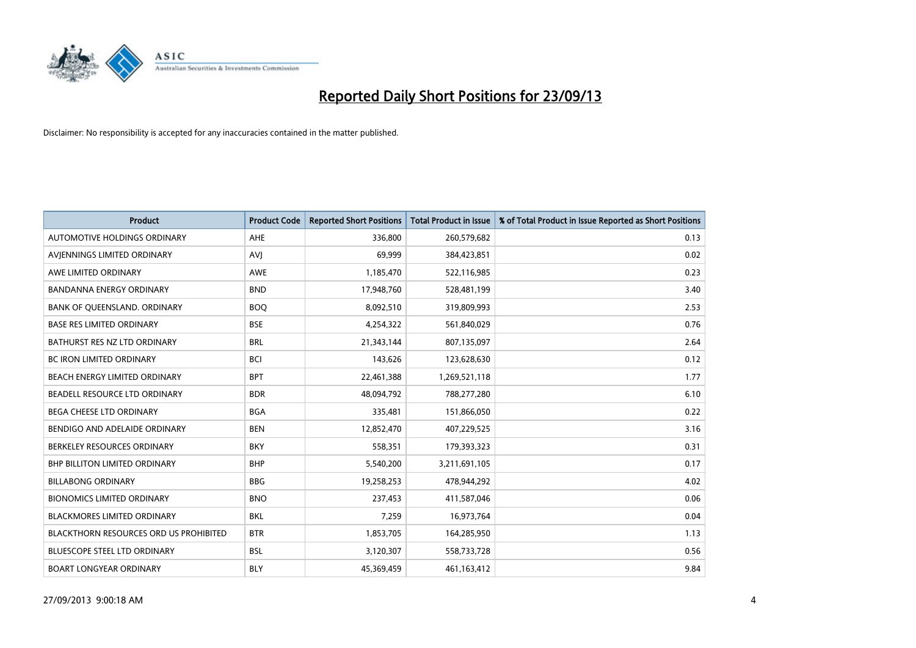# Reported Daily Short Positions for 23/09/13

Disclaimer: No responsibility is accepted for any inaccuracies contained in the matter published.

| Product | Product Code | Reported Short Positions | Total Product in Issue | % of Total Product in Issue Reported as Short Positions |
|---|---|---|---|---|
| AUTOMOTIVE HOLDINGS ORDINARY | AHE | 336,800 | 260,579,682 | 0.13 |
| AVJENNINGS LIMITED ORDINARY | AVJ | 69,999 | 384,423,851 | 0.02 |
| AWE LIMITED ORDINARY | AWE | 1,185,470 | 522,116,985 | 0.23 |
| BANDANNA ENERGY ORDINARY | BND | 17,948,760 | 528,481,199 | 3.40 |
| BANK OF QUEENSLAND. ORDINARY | BOQ | 8,092,510 | 319,809,993 | 2.53 |
| BASE RES LIMITED ORDINARY | BSE | 4,254,322 | 561,840,029 | 0.76 |
| BATHURST RES NZ LTD ORDINARY | BRL | 21,343,144 | 807,135,097 | 2.64 |
| BC IRON LIMITED ORDINARY | BCI | 143,626 | 123,628,630 | 0.12 |
| BEACH ENERGY LIMITED ORDINARY | BPT | 22,461,388 | 1,269,521,118 | 1.77 |
| BEADELL RESOURCE LTD ORDINARY | BDR | 48,094,792 | 788,277,280 | 6.10 |
| BEGA CHEESE LTD ORDINARY | BGA | 335,481 | 151,866,050 | 0.22 |
| BENDIGO AND ADELAIDE ORDINARY | BEN | 12,852,470 | 407,229,525 | 3.16 |
| BERKELEY RESOURCES ORDINARY | BKY | 558,351 | 179,393,323 | 0.31 |
| BHP BILLITON LIMITED ORDINARY | BHP | 5,540,200 | 3,211,691,105 | 0.17 |
| BILLABONG ORDINARY | BBG | 19,258,253 | 478,944,292 | 4.02 |
| BIONOMICS LIMITED ORDINARY | BNO | 237,453 | 411,587,046 | 0.06 |
| BLACKMORES LIMITED ORDINARY | BKL | 7,259 | 16,973,764 | 0.04 |
| BLACKTHORN RESOURCES ORD US PROHIBITED | BTR | 1,853,705 | 164,285,950 | 1.13 |
| BLUESCOPE STEEL LTD ORDINARY | BSL | 3,120,307 | 558,733,728 | 0.56 |
| BOART LONGYEAR ORDINARY | BLY | 45,369,459 | 461,163,412 | 9.84 |

27/09/2013 9:00:18 AM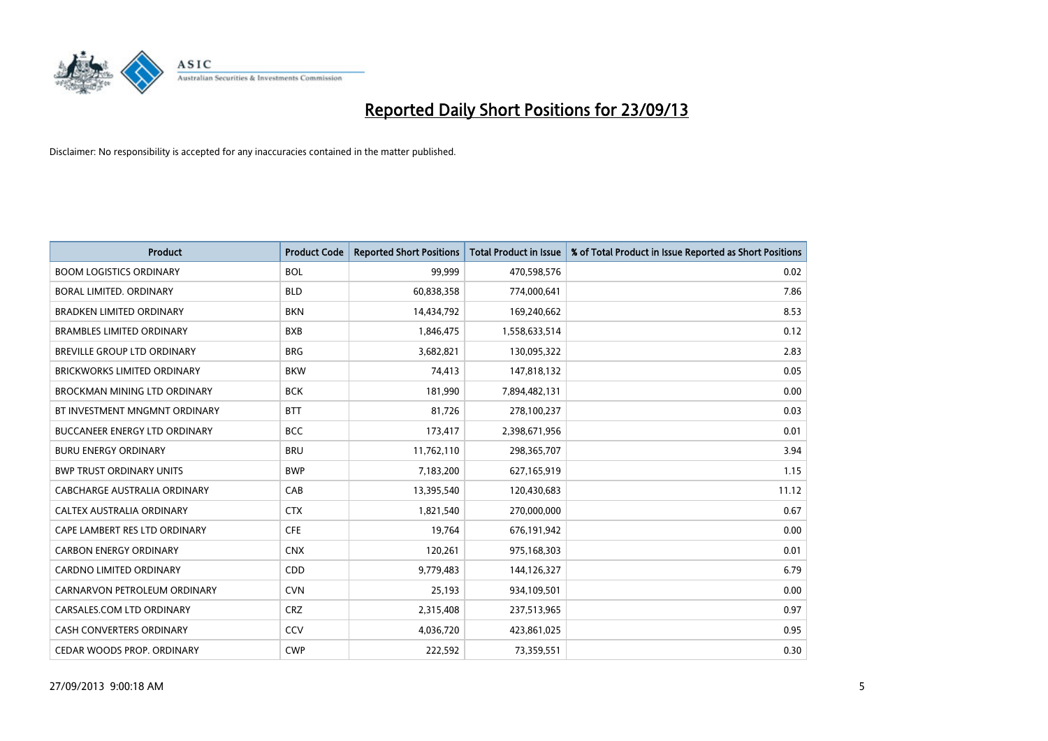# Reported Daily Short Positions for 23/09/13

Disclaimer: No responsibility is accepted for any inaccuracies contained in the matter published.

| Product | Product Code | Reported Short Positions | Total Product in Issue | % of Total Product in Issue Reported as Short Positions |
|---|---|---|---|---|
| BOOM LOGISTICS ORDINARY | BOL | 99,999 | 470,598,576 | 0.02 |
| BORAL LIMITED. ORDINARY | BLD | 60,838,358 | 774,000,641 | 7.86 |
| BRADKEN LIMITED ORDINARY | BKN | 14,434,792 | 169,240,662 | 8.53 |
| BRAMBLES LIMITED ORDINARY | BXB | 1,846,475 | 1,558,633,514 | 0.12 |
| BREVILLE GROUP LTD ORDINARY | BRG | 3,682,821 | 130,095,322 | 2.83 |
| BRICKWORKS LIMITED ORDINARY | BKW | 74,413 | 147,818,132 | 0.05 |
| BROCKMAN MINING LTD ORDINARY | BCK | 181,990 | 7,894,482,131 | 0.00 |
| BT INVESTMENT MNGMNT ORDINARY | BTT | 81,726 | 278,100,237 | 0.03 |
| BUCCANEER ENERGY LTD ORDINARY | BCC | 173,417 | 2,398,671,956 | 0.01 |
| BURU ENERGY ORDINARY | BRU | 11,762,110 | 298,365,707 | 3.94 |
| BWP TRUST ORDINARY UNITS | BWP | 7,183,200 | 627,165,919 | 1.15 |
| CABCHARGE AUSTRALIA ORDINARY | CAB | 13,395,540 | 120,430,683 | 11.12 |
| CALTEX AUSTRALIA ORDINARY | CTX | 1,821,540 | 270,000,000 | 0.67 |
| CAPE LAMBERT RES LTD ORDINARY | CFE | 19,764 | 676,191,942 | 0.00 |
| CARBON ENERGY ORDINARY | CNX | 120,261 | 975,168,303 | 0.01 |
| CARDNO LIMITED ORDINARY | CDD | 9,779,483 | 144,126,327 | 6.79 |
| CARNARVON PETROLEUM ORDINARY | CVN | 25,193 | 934,109,501 | 0.00 |
| CARSALES.COM LTD ORDINARY | CRZ | 2,315,408 | 237,513,965 | 0.97 |
| CASH CONVERTERS ORDINARY | CCV | 4,036,720 | 423,861,025 | 0.95 |
| CEDAR WOODS PROP. ORDINARY | CWP | 222,592 | 73,359,551 | 0.30 |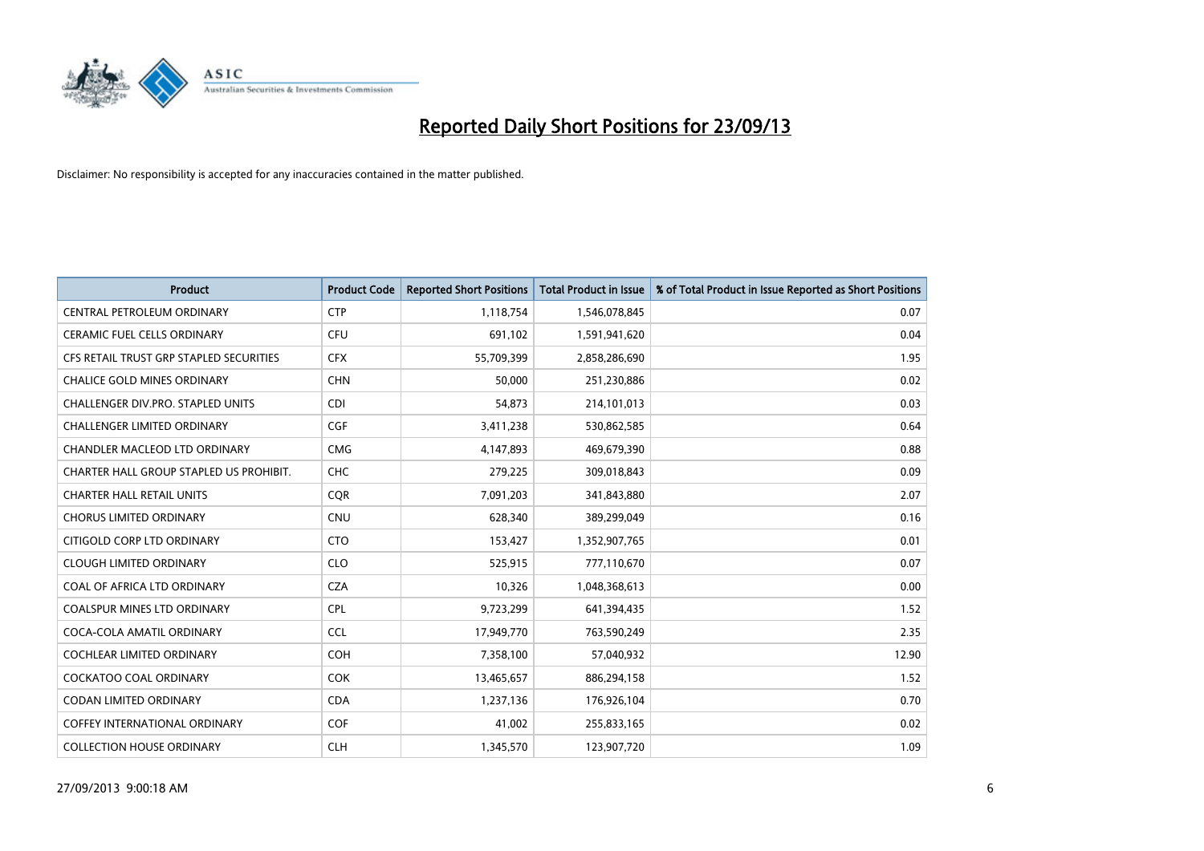# Reported Daily Short Positions for 23/09/13

Disclaimer: No responsibility is accepted for any inaccuracies contained in the matter published.

| Product | Product Code | Reported Short Positions | Total Product in Issue | % of Total Product in Issue Reported as Short Positions |
|---|---|---|---|---|
| CENTRAL PETROLEUM ORDINARY | CTP | 1,118,754 | 1,546,078,845 | 0.07 |
| CERAMIC FUEL CELLS ORDINARY | CFU | 691,102 | 1,591,941,620 | 0.04 |
| CFS RETAIL TRUST GRP STAPLED SECURITIES | CFX | 55,709,399 | 2,858,286,690 | 1.95 |
| CHALICE GOLD MINES ORDINARY | CHN | 50,000 | 251,230,886 | 0.02 |
| CHALLENGER DIV.PRO. STAPLED UNITS | CDI | 54,873 | 214,101,013 | 0.03 |
| CHALLENGER LIMITED ORDINARY | CGF | 3,411,238 | 530,862,585 | 0.64 |
| CHANDLER MACLEOD LTD ORDINARY | CMG | 4,147,893 | 469,679,390 | 0.88 |
| CHARTER HALL GROUP STAPLED US PROHIBIT. | CHC | 279,225 | 309,018,843 | 0.09 |
| CHARTER HALL RETAIL UNITS | CQR | 7,091,203 | 341,843,880 | 2.07 |
| CHORUS LIMITED ORDINARY | CNU | 628,340 | 389,299,049 | 0.16 |
| CITIGOLD CORP LTD ORDINARY | CTO | 153,427 | 1,352,907,765 | 0.01 |
| CLOUGH LIMITED ORDINARY | CLO | 525,915 | 777,110,670 | 0.07 |
| COAL OF AFRICA LTD ORDINARY | CZA | 10,326 | 1,048,368,613 | 0.00 |
| COALSPUR MINES LTD ORDINARY | CPL | 9,723,299 | 641,394,435 | 1.52 |
| COCA-COLA AMATIL ORDINARY | CCL | 17,949,770 | 763,590,249 | 2.35 |
| COCHLEAR LIMITED ORDINARY | COH | 7,358,100 | 57,040,932 | 12.90 |
| COCKATOO COAL ORDINARY | COK | 13,465,657 | 886,294,158 | 1.52 |
| CODAN LIMITED ORDINARY | CDA | 1,237,136 | 176,926,104 | 0.70 |
| COFFEY INTERNATIONAL ORDINARY | COF | 41,002 | 255,833,165 | 0.02 |
| COLLECTION HOUSE ORDINARY | CLH | 1,345,570 | 123,907,720 | 1.09 |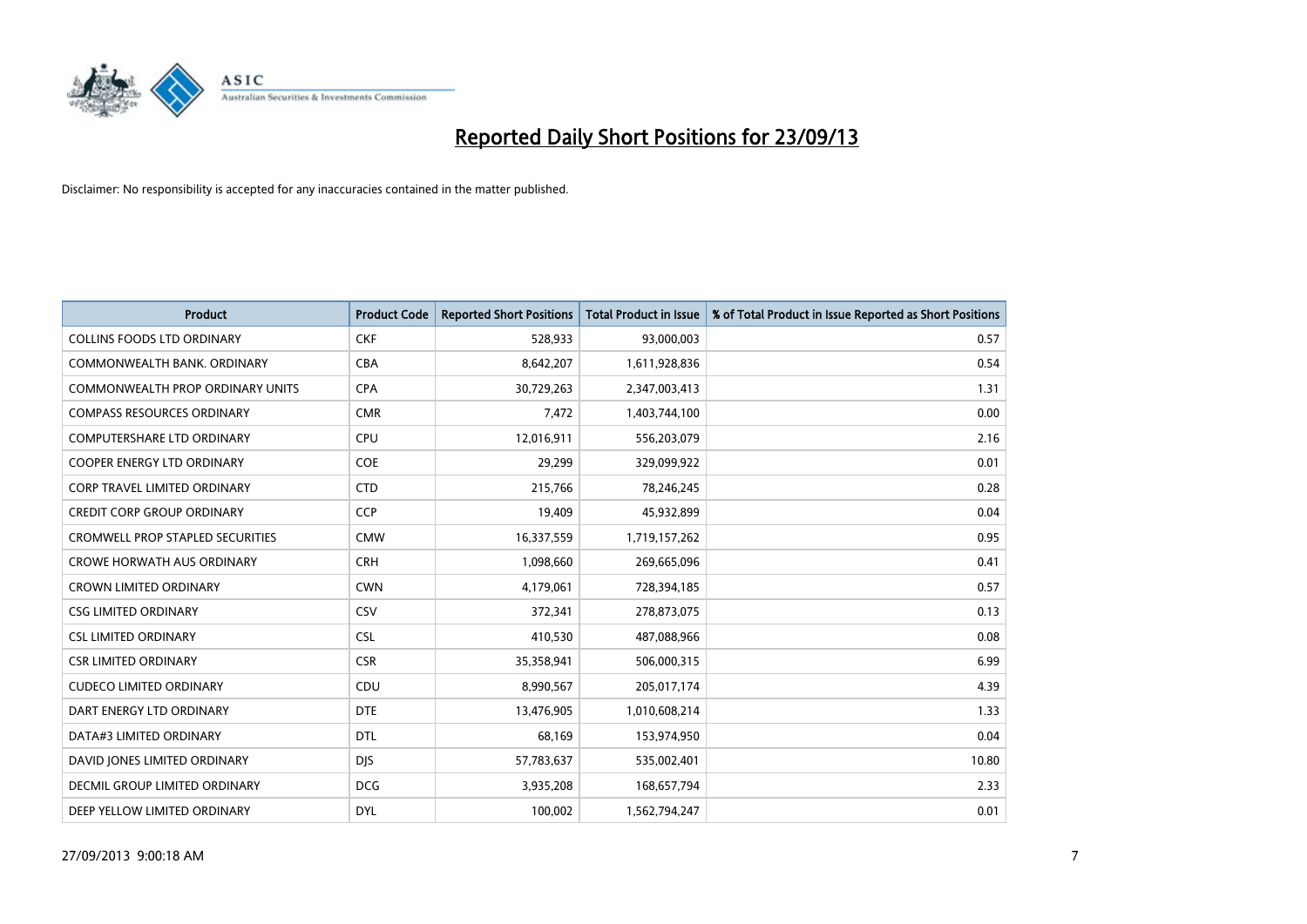# Reported Daily Short Positions for 23/09/13

Disclaimer: No responsibility is accepted for any inaccuracies contained in the matter published.

| Product | Product Code | Reported Short Positions | Total Product in Issue | % of Total Product in Issue Reported as Short Positions |
|---|---|---|---|---|
| COLLINS FOODS LTD ORDINARY | CKF | 528,933 | 93,000,003 | 0.57 |
| COMMONWEALTH BANK. ORDINARY | CBA | 8,642,207 | 1,611,928,836 | 0.54 |
| COMMONWEALTH PROP ORDINARY UNITS | CPA | 30,729,263 | 2,347,003,413 | 1.31 |
| COMPASS RESOURCES ORDINARY | CMR | 7,472 | 1,403,744,100 | 0.00 |
| COMPUTERSHARE LTD ORDINARY | CPU | 12,016,911 | 556,203,079 | 2.16 |
| COOPER ENERGY LTD ORDINARY | COE | 29,299 | 329,099,922 | 0.01 |
| CORP TRAVEL LIMITED ORDINARY | CTD | 215,766 | 78,246,245 | 0.28 |
| CREDIT CORP GROUP ORDINARY | CCP | 19,409 | 45,932,899 | 0.04 |
| CROMWELL PROP STAPLED SECURITIES | CMW | 16,337,559 | 1,719,157,262 | 0.95 |
| CROWE HORWATH AUS ORDINARY | CRH | 1,098,660 | 269,665,096 | 0.41 |
| CROWN LIMITED ORDINARY | CWN | 4,179,061 | 728,394,185 | 0.57 |
| CSG LIMITED ORDINARY | CSV | 372,341 | 278,873,075 | 0.13 |
| CSL LIMITED ORDINARY | CSL | 410,530 | 487,088,966 | 0.08 |
| CSR LIMITED ORDINARY | CSR | 35,358,941 | 506,000,315 | 6.99 |
| CUDECO LIMITED ORDINARY | CDU | 8,990,567 | 205,017,174 | 4.39 |
| DART ENERGY LTD ORDINARY | DTE | 13,476,905 | 1,010,608,214 | 1.33 |
| DATA#3 LIMITED ORDINARY | DTL | 68,169 | 153,974,950 | 0.04 |
| DAVID JONES LIMITED ORDINARY | DJS | 57,783,637 | 535,002,401 | 10.80 |
| DECMIL GROUP LIMITED ORDINARY | DCG | 3,935,208 | 168,657,794 | 2.33 |
| DEEP YELLOW LIMITED ORDINARY | DYL | 100,002 | 1,562,794,247 | 0.01 |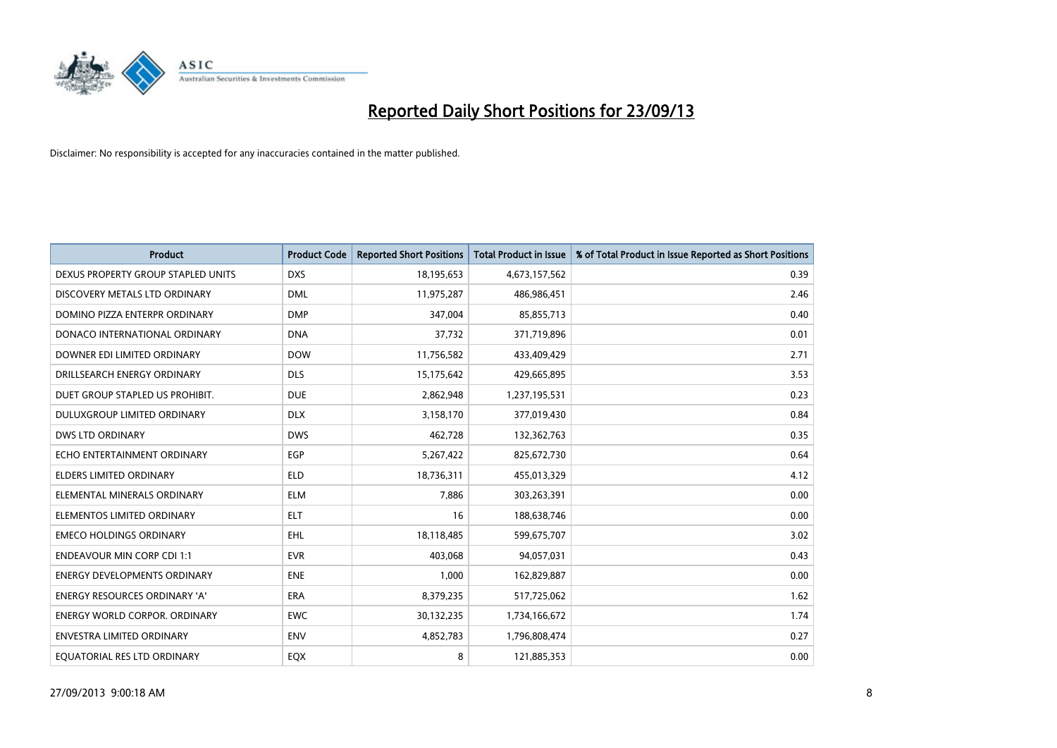# Reported Daily Short Positions for 23/09/13

Disclaimer: No responsibility is accepted for any inaccuracies contained in the matter published.

| Product | Product Code | Reported Short Positions | Total Product in Issue | % of Total Product in Issue Reported as Short Positions |
|---|---|---|---|---|
| DEXUS PROPERTY GROUP STAPLED UNITS | DXS | 18,195,653 | 4,673,157,562 | 0.39 |
| DISCOVERY METALS LTD ORDINARY | DML | 11,975,287 | 486,986,451 | 2.46 |
| DOMINO PIZZA ENTERPR ORDINARY | DMP | 347,004 | 85,855,713 | 0.40 |
| DONACO INTERNATIONAL ORDINARY | DNA | 37,732 | 371,719,896 | 0.01 |
| DOWNER EDI LIMITED ORDINARY | DOW | 11,756,582 | 433,409,429 | 2.71 |
| DRILLSEARCH ENERGY ORDINARY | DLS | 15,175,642 | 429,665,895 | 3.53 |
| DUET GROUP STAPLED US PROHIBIT. | DUE | 2,862,948 | 1,237,195,531 | 0.23 |
| DULUXGROUP LIMITED ORDINARY | DLX | 3,158,170 | 377,019,430 | 0.84 |
| DWS LTD ORDINARY | DWS | 462,728 | 132,362,763 | 0.35 |
| ECHO ENTERTAINMENT ORDINARY | EGP | 5,267,422 | 825,672,730 | 0.64 |
| ELDERS LIMITED ORDINARY | ELD | 18,736,311 | 455,013,329 | 4.12 |
| ELEMENTAL MINERALS ORDINARY | ELM | 7,886 | 303,263,391 | 0.00 |
| ELEMENTOS LIMITED ORDINARY | ELT | 16 | 188,638,746 | 0.00 |
| EMECO HOLDINGS ORDINARY | EHL | 18,118,485 | 599,675,707 | 3.02 |
| ENDEAVOUR MIN CORP CDI 1:1 | EVR | 403,068 | 94,057,031 | 0.43 |
| ENERGY DEVELOPMENTS ORDINARY | ENE | 1,000 | 162,829,887 | 0.00 |
| ENERGY RESOURCES ORDINARY 'A' | ERA | 8,379,235 | 517,725,062 | 1.62 |
| ENERGY WORLD CORPOR. ORDINARY | EWC | 30,132,235 | 1,734,166,672 | 1.74 |
| ENVESTRA LIMITED ORDINARY | ENV | 4,852,783 | 1,796,808,474 | 0.27 |
| EQUATORIAL RES LTD ORDINARY | EQX | 8 | 121,885,353 | 0.00 |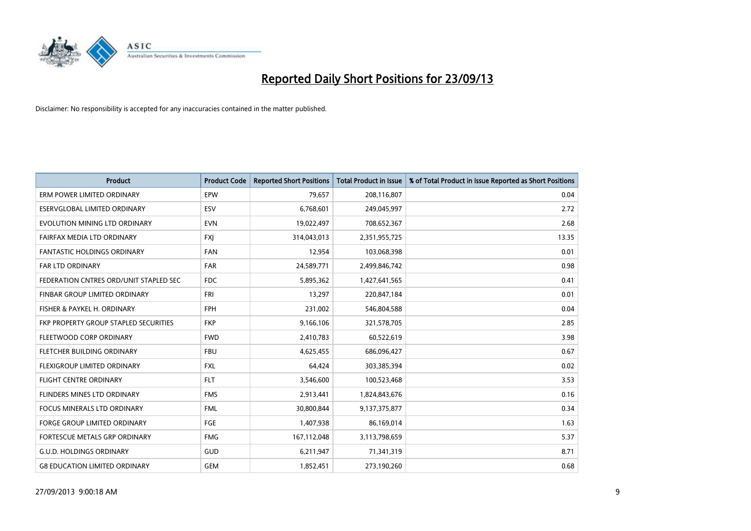# Reported Daily Short Positions for 23/09/13

Disclaimer: No responsibility is accepted for any inaccuracies contained in the matter published.

| Product | Product Code | Reported Short Positions | Total Product in Issue | % of Total Product in Issue Reported as Short Positions |
|---|---|---|---|---|
| ERM POWER LIMITED ORDINARY | EPW | 79,657 | 208,116,807 | 0.04 |
| ESERVGLOBAL LIMITED ORDINARY | ESV | 6,768,601 | 249,045,997 | 2.72 |
| EVOLUTION MINING LTD ORDINARY | EVN | 19,022,497 | 708,652,367 | 2.68 |
| FAIRFAX MEDIA LTD ORDINARY | FXJ | 314,043,013 | 2,351,955,725 | 13.35 |
| FANTASTIC HOLDINGS ORDINARY | FAN | 12,954 | 103,068,398 | 0.01 |
| FAR LTD ORDINARY | FAR | 24,589,771 | 2,499,846,742 | 0.98 |
| FEDERATION CNTRES ORD/UNIT STAPLED SEC | FDC | 5,895,362 | 1,427,641,565 | 0.41 |
| FINBAR GROUP LIMITED ORDINARY | FRI | 13,297 | 220,847,184 | 0.01 |
| FISHER & PAYKEL H. ORDINARY | FPH | 231,002 | 546,804,588 | 0.04 |
| FKP PROPERTY GROUP STAPLED SECURITIES | FKP | 9,166,106 | 321,578,705 | 2.85 |
| FLEETWOOD CORP ORDINARY | FWD | 2,410,783 | 60,522,619 | 3.98 |
| FLETCHER BUILDING ORDINARY | FBU | 4,625,455 | 686,096,427 | 0.67 |
| FLEXIGROUP LIMITED ORDINARY | FXL | 64,424 | 303,385,394 | 0.02 |
| FLIGHT CENTRE ORDINARY | FLT | 3,546,600 | 100,523,468 | 3.53 |
| FLINDERS MINES LTD ORDINARY | FMS | 2,913,441 | 1,824,843,676 | 0.16 |
| FOCUS MINERALS LTD ORDINARY | FML | 30,800,844 | 9,137,375,877 | 0.34 |
| FORGE GROUP LIMITED ORDINARY | FGE | 1,407,938 | 86,169,014 | 1.63 |
| FORTESCUE METALS GRP ORDINARY | FMG | 167,112,048 | 3,113,798,659 | 5.37 |
| G.U.D. HOLDINGS ORDINARY | GUD | 6,211,947 | 71,341,319 | 8.71 |
| G8 EDUCATION LIMITED ORDINARY | GEM | 1,852,451 | 273,190,260 | 0.68 |

27/09/2013 9:00:18 AM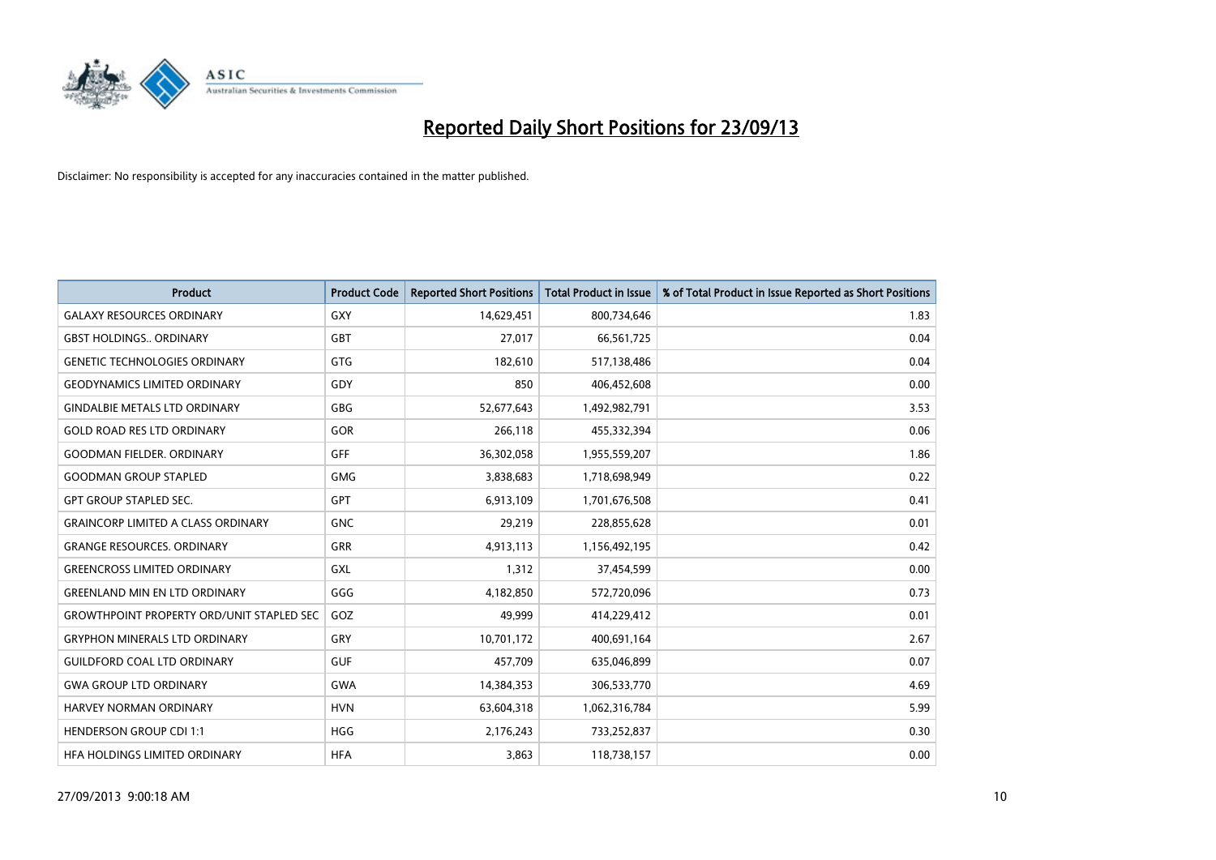# Reported Daily Short Positions for 23/09/13

Disclaimer: No responsibility is accepted for any inaccuracies contained in the matter published.

| Product | Product Code | Reported Short Positions | Total Product in Issue | % of Total Product in Issue Reported as Short Positions |
|---|---|---|---|---|
| GALAXY RESOURCES ORDINARY | GXY | 14,629,451 | 800,734,646 | 1.83 |
| GBST HOLDINGS.. ORDINARY | GBT | 27,017 | 66,561,725 | 0.04 |
| GENETIC TECHNOLOGIES ORDINARY | GTG | 182,610 | 517,138,486 | 0.04 |
| GEODYNAMICS LIMITED ORDINARY | GDY | 850 | 406,452,608 | 0.00 |
| GINDALBIE METALS LTD ORDINARY | GBG | 52,677,643 | 1,492,982,791 | 3.53 |
| GOLD ROAD RES LTD ORDINARY | GOR | 266,118 | 455,332,394 | 0.06 |
| GOODMAN FIELDER. ORDINARY | GFF | 36,302,058 | 1,955,559,207 | 1.86 |
| GOODMAN GROUP STAPLED | GMG | 3,838,683 | 1,718,698,949 | 0.22 |
| GPT GROUP STAPLED SEC. | GPT | 6,913,109 | 1,701,676,508 | 0.41 |
| GRAINCORP LIMITED A CLASS ORDINARY | GNC | 29,219 | 228,855,628 | 0.01 |
| GRANGE RESOURCES. ORDINARY | GRR | 4,913,113 | 1,156,492,195 | 0.42 |
| GREENCROSS LIMITED ORDINARY | GXL | 1,312 | 37,454,599 | 0.00 |
| GREENLAND MIN EN LTD ORDINARY | GGG | 4,182,850 | 572,720,096 | 0.73 |
| GROWTHPOINT PROPERTY ORD/UNIT STAPLED SEC | GOZ | 49,999 | 414,229,412 | 0.01 |
| GRYPHON MINERALS LTD ORDINARY | GRY | 10,701,172 | 400,691,164 | 2.67 |
| GUILDFORD COAL LTD ORDINARY | GUF | 457,709 | 635,046,899 | 0.07 |
| GWA GROUP LTD ORDINARY | GWA | 14,384,353 | 306,533,770 | 4.69 |
| HARVEY NORMAN ORDINARY | HVN | 63,604,318 | 1,062,316,784 | 5.99 |
| HENDERSON GROUP CDI 1:1 | HGG | 2,176,243 | 733,252,837 | 0.30 |
| HFA HOLDINGS LIMITED ORDINARY | HFA | 3,863 | 118,738,157 | 0.00 |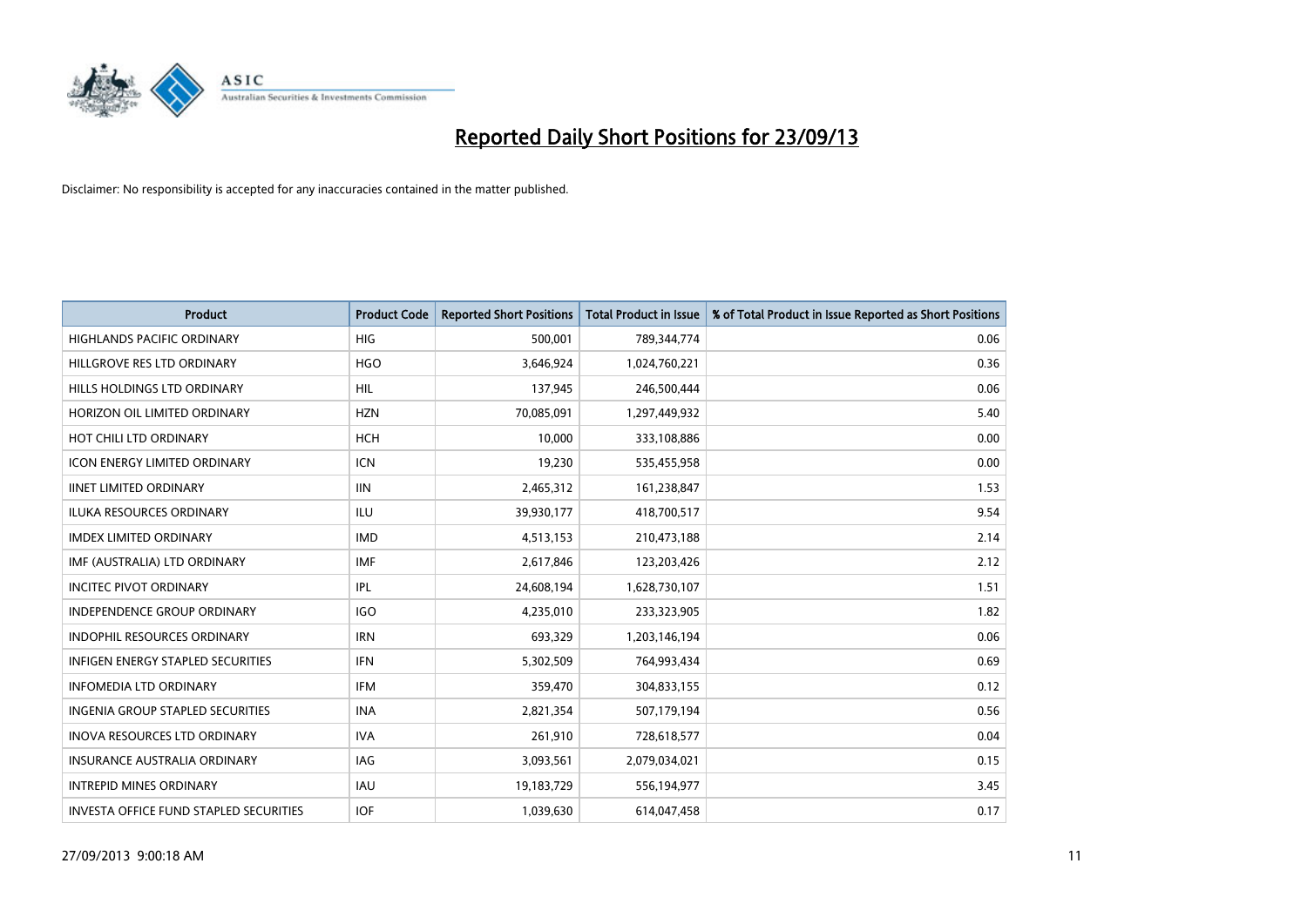# Reported Daily Short Positions for 23/09/13

Disclaimer: No responsibility is accepted for any inaccuracies contained in the matter published.

| Product | Product Code | Reported Short Positions | Total Product in Issue | % of Total Product in Issue Reported as Short Positions |
|---|---|---|---|---|
| HIGHLANDS PACIFIC ORDINARY | HIG | 500,001 | 789,344,774 | 0.06 |
| HILLGROVE RES LTD ORDINARY | HGO | 3,646,924 | 1,024,760,221 | 0.36 |
| HILLS HOLDINGS LTD ORDINARY | HIL | 137,945 | 246,500,444 | 0.06 |
| HORIZON OIL LIMITED ORDINARY | HZN | 70,085,091 | 1,297,449,932 | 5.40 |
| HOT CHILI LTD ORDINARY | HCH | 10,000 | 333,108,886 | 0.00 |
| ICON ENERGY LIMITED ORDINARY | ICN | 19,230 | 535,455,958 | 0.00 |
| IINET LIMITED ORDINARY | IIN | 2,465,312 | 161,238,847 | 1.53 |
| ILUKA RESOURCES ORDINARY | ILU | 39,930,177 | 418,700,517 | 9.54 |
| IMDEX LIMITED ORDINARY | IMD | 4,513,153 | 210,473,188 | 2.14 |
| IMF (AUSTRALIA) LTD ORDINARY | IMF | 2,617,846 | 123,203,426 | 2.12 |
| INCITEC PIVOT ORDINARY | IPL | 24,608,194 | 1,628,730,107 | 1.51 |
| INDEPENDENCE GROUP ORDINARY | IGO | 4,235,010 | 233,323,905 | 1.82 |
| INDOPHIL RESOURCES ORDINARY | IRN | 693,329 | 1,203,146,194 | 0.06 |
| INFIGEN ENERGY STAPLED SECURITIES | IFN | 5,302,509 | 764,993,434 | 0.69 |
| INFOMEDIA LTD ORDINARY | IFM | 359,470 | 304,833,155 | 0.12 |
| INGENIA GROUP STAPLED SECURITIES | INA | 2,821,354 | 507,179,194 | 0.56 |
| INOVA RESOURCES LTD ORDINARY | IVA | 261,910 | 728,618,577 | 0.04 |
| INSURANCE AUSTRALIA ORDINARY | IAG | 3,093,561 | 2,079,034,021 | 0.15 |
| INTREPID MINES ORDINARY | IAU | 19,183,729 | 556,194,977 | 3.45 |
| INVESTA OFFICE FUND STAPLED SECURITIES | IOF | 1,039,630 | 614,047,458 | 0.17 |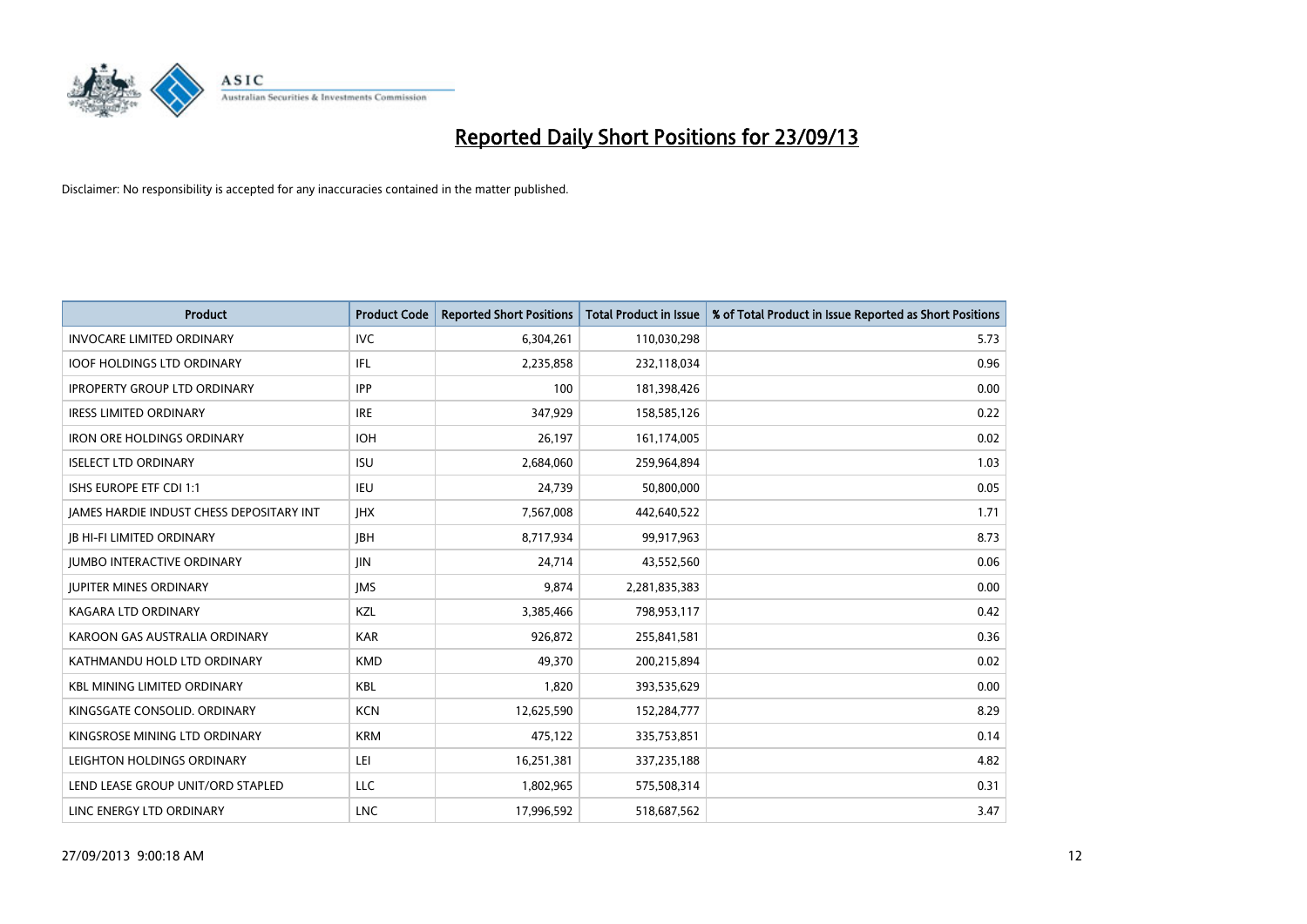# Reported Daily Short Positions for 23/09/13

Disclaimer: No responsibility is accepted for any inaccuracies contained in the matter published.

| Product | Product Code | Reported Short Positions | Total Product in Issue | % of Total Product in Issue Reported as Short Positions |
|---|---|---|---|---|
| INVOCARE LIMITED ORDINARY | IVC | 6,304,261 | 110,030,298 | 5.73 |
| IOOF HOLDINGS LTD ORDINARY | IFL | 2,235,858 | 232,118,034 | 0.96 |
| IPROPERTY GROUP LTD ORDINARY | IPP | 100 | 181,398,426 | 0.00 |
| IRESS LIMITED ORDINARY | IRE | 347,929 | 158,585,126 | 0.22 |
| IRON ORE HOLDINGS ORDINARY | IOH | 26,197 | 161,174,005 | 0.02 |
| ISELECT LTD ORDINARY | ISU | 2,684,060 | 259,964,894 | 1.03 |
| ISHS EUROPE ETF CDI 1:1 | IEU | 24,739 | 50,800,000 | 0.05 |
| JAMES HARDIE INDUST CHESS DEPOSITARY INT | JHX | 7,567,008 | 442,640,522 | 1.71 |
| JB HI-FI LIMITED ORDINARY | JBH | 8,717,934 | 99,917,963 | 8.73 |
| JUMBO INTERACTIVE ORDINARY | JIN | 24,714 | 43,552,560 | 0.06 |
| JUPITER MINES ORDINARY | JMS | 9,874 | 2,281,835,383 | 0.00 |
| KAGARA LTD ORDINARY | KZL | 3,385,466 | 798,953,117 | 0.42 |
| KAROON GAS AUSTRALIA ORDINARY | KAR | 926,872 | 255,841,581 | 0.36 |
| KATHMANDU HOLD LTD ORDINARY | KMD | 49,370 | 200,215,894 | 0.02 |
| KBL MINING LIMITED ORDINARY | KBL | 1,820 | 393,535,629 | 0.00 |
| KINGSGATE CONSOLID. ORDINARY | KCN | 12,625,590 | 152,284,777 | 8.29 |
| KINGSROSE MINING LTD ORDINARY | KRM | 475,122 | 335,753,851 | 0.14 |
| LEIGHTON HOLDINGS ORDINARY | LEI | 16,251,381 | 337,235,188 | 4.82 |
| LEND LEASE GROUP UNIT/ORD STAPLED | LLC | 1,802,965 | 575,508,314 | 0.31 |
| LINC ENERGY LTD ORDINARY | LNC | 17,996,592 | 518,687,562 | 3.47 |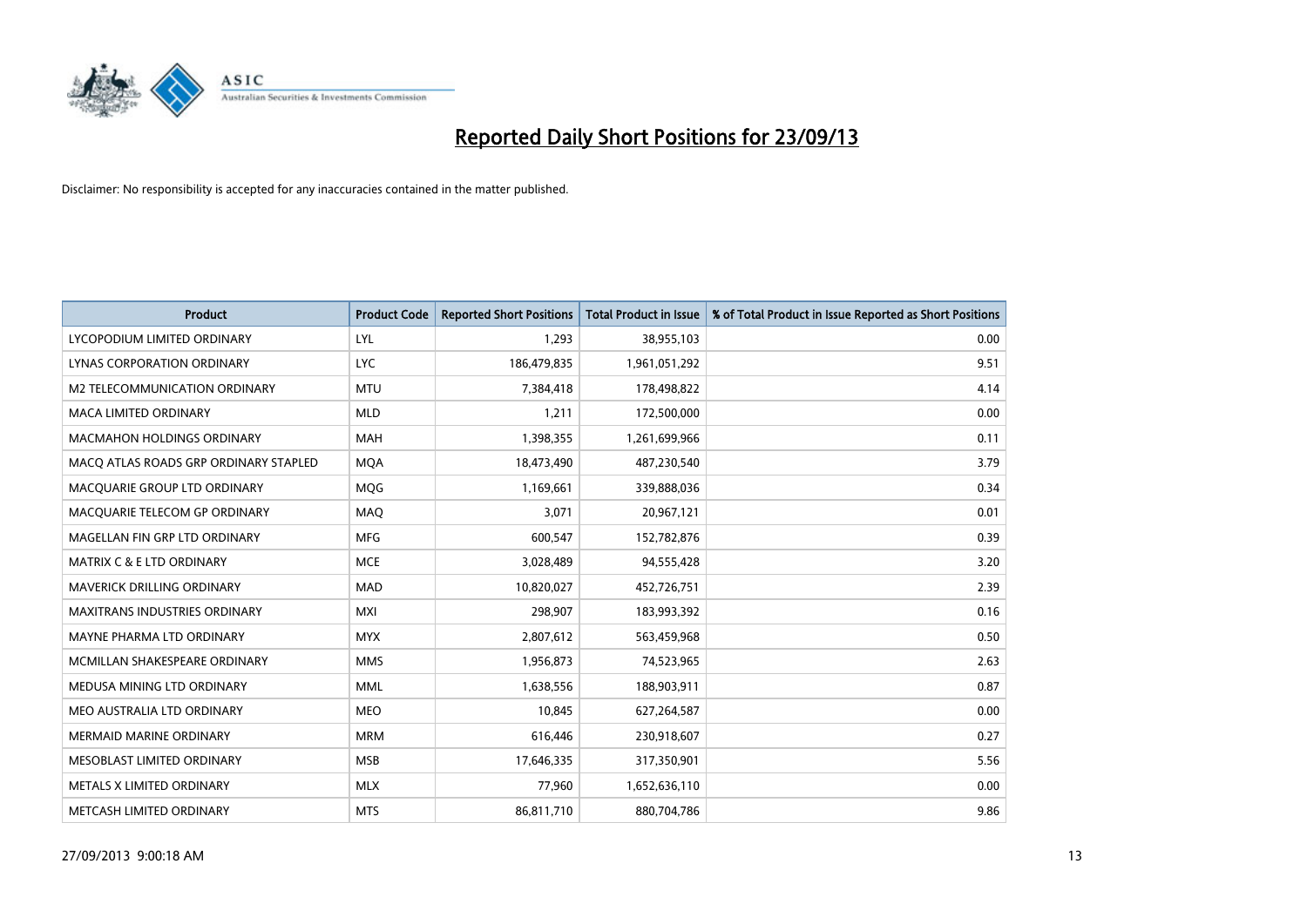# Reported Daily Short Positions for 23/09/13

Disclaimer: No responsibility is accepted for any inaccuracies contained in the matter published.

| Product | Product Code | Reported Short Positions | Total Product in Issue | % of Total Product in Issue Reported as Short Positions |
|---|---|---|---|---|
| LYCOPODIUM LIMITED ORDINARY | LYL | 1,293 | 38,955,103 | 0.00 |
| LYNAS CORPORATION ORDINARY | LYC | 186,479,835 | 1,961,051,292 | 9.51 |
| M2 TELECOMMUNICATION ORDINARY | MTU | 7,384,418 | 178,498,822 | 4.14 |
| MACA LIMITED ORDINARY | MLD | 1,211 | 172,500,000 | 0.00 |
| MACMAHON HOLDINGS ORDINARY | MAH | 1,398,355 | 1,261,699,966 | 0.11 |
| MACQ ATLAS ROADS GRP ORDINARY STAPLED | MQA | 18,473,490 | 487,230,540 | 3.79 |
| MACQUARIE GROUP LTD ORDINARY | MQG | 1,169,661 | 339,888,036 | 0.34 |
| MACQUARIE TELECOM GP ORDINARY | MAQ | 3,071 | 20,967,121 | 0.01 |
| MAGELLAN FIN GRP LTD ORDINARY | MFG | 600,547 | 152,782,876 | 0.39 |
| MATRIX C & E LTD ORDINARY | MCE | 3,028,489 | 94,555,428 | 3.20 |
| MAVERICK DRILLING ORDINARY | MAD | 10,820,027 | 452,726,751 | 2.39 |
| MAXITRANS INDUSTRIES ORDINARY | MXI | 298,907 | 183,993,392 | 0.16 |
| MAYNE PHARMA LTD ORDINARY | MYX | 2,807,612 | 563,459,968 | 0.50 |
| MCMILLAN SHAKESPEARE ORDINARY | MMS | 1,956,873 | 74,523,965 | 2.63 |
| MEDUSA MINING LTD ORDINARY | MML | 1,638,556 | 188,903,911 | 0.87 |
| MEO AUSTRALIA LTD ORDINARY | MEO | 10,845 | 627,264,587 | 0.00 |
| MERMAID MARINE ORDINARY | MRM | 616,446 | 230,918,607 | 0.27 |
| MESOBLAST LIMITED ORDINARY | MSB | 17,646,335 | 317,350,901 | 5.56 |
| METALS X LIMITED ORDINARY | MLX | 77,960 | 1,652,636,110 | 0.00 |
| METCASH LIMITED ORDINARY | MTS | 86,811,710 | 880,704,786 | 9.86 |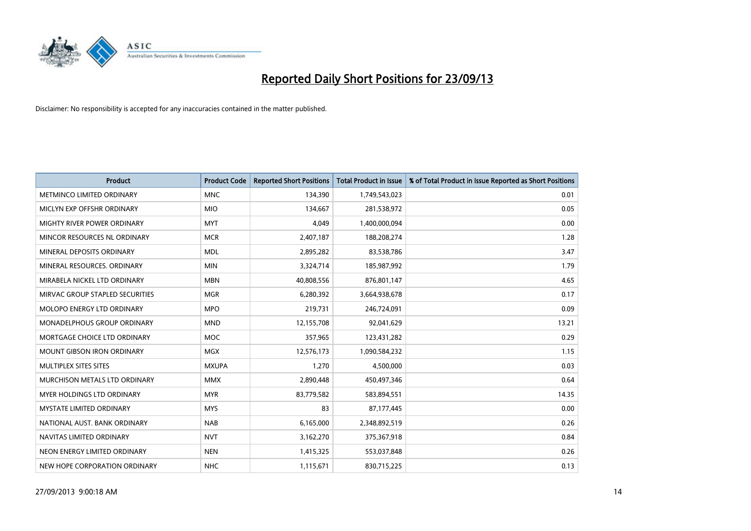# Reported Daily Short Positions for 23/09/13

Disclaimer: No responsibility is accepted for any inaccuracies contained in the matter published.

| Product | Product Code | Reported Short Positions | Total Product in Issue | % of Total Product in Issue Reported as Short Positions |
|---|---|---|---|---|
| METMINCO LIMITED ORDINARY | MNC | 134,390 | 1,749,543,023 | 0.01 |
| MICLYN EXP OFFSHR ORDINARY | MIO | 134,667 | 281,538,972 | 0.05 |
| MIGHTY RIVER POWER ORDINARY | MYT | 4,049 | 1,400,000,094 | 0.00 |
| MINCOR RESOURCES NL ORDINARY | MCR | 2,407,187 | 188,208,274 | 1.28 |
| MINERAL DEPOSITS ORDINARY | MDL | 2,895,282 | 83,538,786 | 3.47 |
| MINERAL RESOURCES. ORDINARY | MIN | 3,324,714 | 185,987,992 | 1.79 |
| MIRABELA NICKEL LTD ORDINARY | MBN | 40,808,556 | 876,801,147 | 4.65 |
| MIRVAC GROUP STAPLED SECURITIES | MGR | 6,280,392 | 3,664,938,678 | 0.17 |
| MOLOPO ENERGY LTD ORDINARY | MPO | 219,731 | 246,724,091 | 0.09 |
| MONADELPHOUS GROUP ORDINARY | MND | 12,155,708 | 92,041,629 | 13.21 |
| MORTGAGE CHOICE LTD ORDINARY | MOC | 357,965 | 123,431,282 | 0.29 |
| MOUNT GIBSON IRON ORDINARY | MGX | 12,576,173 | 1,090,584,232 | 1.15 |
| MULTIPLEX SITES SITES | MXUPA | 1,270 | 4,500,000 | 0.03 |
| MURCHISON METALS LTD ORDINARY | MMX | 2,890,448 | 450,497,346 | 0.64 |
| MYER HOLDINGS LTD ORDINARY | MYR | 83,779,582 | 583,894,551 | 14.35 |
| MYSTATE LIMITED ORDINARY | MYS | 83 | 87,177,445 | 0.00 |
| NATIONAL AUST. BANK ORDINARY | NAB | 6,165,000 | 2,348,892,519 | 0.26 |
| NAVITAS LIMITED ORDINARY | NVT | 3,162,270 | 375,367,918 | 0.84 |
| NEON ENERGY LIMITED ORDINARY | NEN | 1,415,325 | 553,037,848 | 0.26 |
| NEW HOPE CORPORATION ORDINARY | NHC | 1,115,671 | 830,715,225 | 0.13 |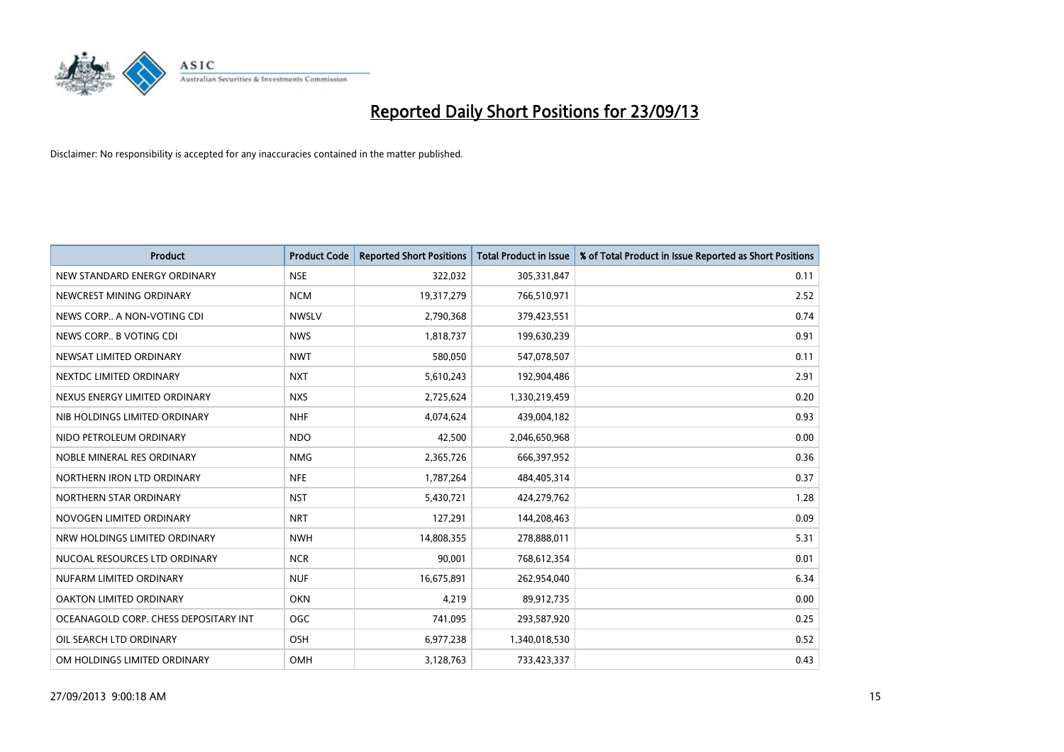# Reported Daily Short Positions for 23/09/13

Disclaimer: No responsibility is accepted for any inaccuracies contained in the matter published.

| Product | Product Code | Reported Short Positions | Total Product in Issue | % of Total Product in Issue Reported as Short Positions |
| --- | --- | --- | --- | --- |
| NEW STANDARD ENERGY ORDINARY | NSE | 322,032 | 305,331,847 | 0.11 |
| NEWCREST MINING ORDINARY | NCM | 19,317,279 | 766,510,971 | 2.52 |
| NEWS CORP.. A NON-VOTING CDI | NWSLV | 2,790,368 | 379,423,551 | 0.74 |
| NEWS CORP.. B VOTING CDI | NWS | 1,818,737 | 199,630,239 | 0.91 |
| NEWSAT LIMITED ORDINARY | NWT | 580,050 | 547,078,507 | 0.11 |
| NEXTDC LIMITED ORDINARY | NXT | 5,610,243 | 192,904,486 | 2.91 |
| NEXUS ENERGY LIMITED ORDINARY | NXS | 2,725,624 | 1,330,219,459 | 0.20 |
| NIB HOLDINGS LIMITED ORDINARY | NHF | 4,074,624 | 439,004,182 | 0.93 |
| NIDO PETROLEUM ORDINARY | NDO | 42,500 | 2,046,650,968 | 0.00 |
| NOBLE MINERAL RES ORDINARY | NMG | 2,365,726 | 666,397,952 | 0.36 |
| NORTHERN IRON LTD ORDINARY | NFE | 1,787,264 | 484,405,314 | 0.37 |
| NORTHERN STAR ORDINARY | NST | 5,430,721 | 424,279,762 | 1.28 |
| NOVOGEN LIMITED ORDINARY | NRT | 127,291 | 144,208,463 | 0.09 |
| NRW HOLDINGS LIMITED ORDINARY | NWH | 14,808,355 | 278,888,011 | 5.31 |
| NUCOAL RESOURCES LTD ORDINARY | NCR | 90,001 | 768,612,354 | 0.01 |
| NUFARM LIMITED ORDINARY | NUF | 16,675,891 | 262,954,040 | 6.34 |
| OAKTON LIMITED ORDINARY | OKN | 4,219 | 89,912,735 | 0.00 |
| OCEANAGOLD CORP. CHESS DEPOSITARY INT | OGC | 741,095 | 293,587,920 | 0.25 |
| OIL SEARCH LTD ORDINARY | OSH | 6,977,238 | 1,340,018,530 | 0.52 |
| OM HOLDINGS LIMITED ORDINARY | OMH | 3,128,763 | 733,423,337 | 0.43 |

27/09/2013 9:00:18 AM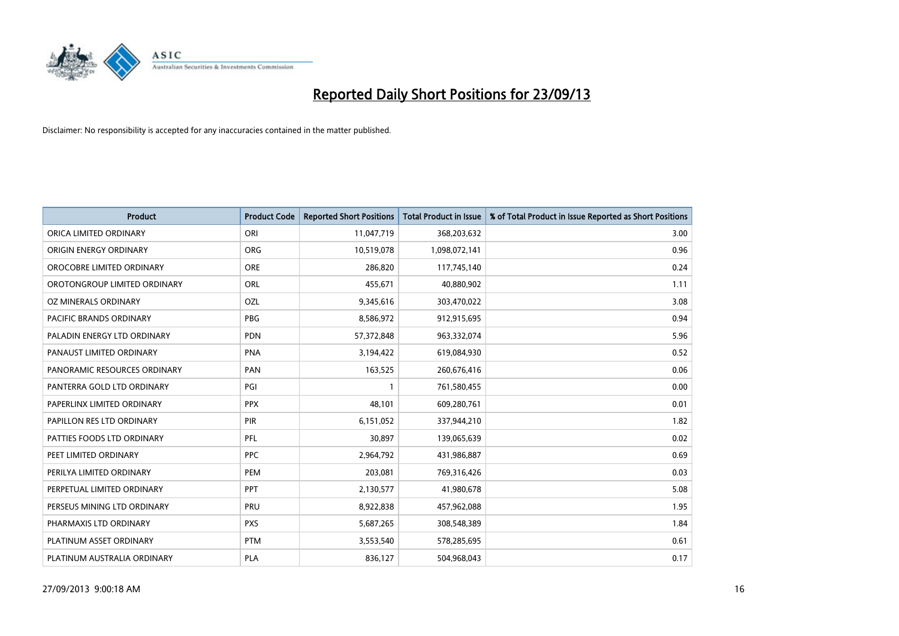# Reported Daily Short Positions for 23/09/13

Disclaimer: No responsibility is accepted for any inaccuracies contained in the matter published.

| Product | Product Code | Reported Short Positions | Total Product in Issue | % of Total Product in Issue Reported as Short Positions |
|---|---|---|---|---|
| ORICA LIMITED ORDINARY | ORI | 11,047,719 | 368,203,632 | 3.00 |
| ORIGIN ENERGY ORDINARY | ORG | 10,519,078 | 1,098,072,141 | 0.96 |
| OROCOBRE LIMITED ORDINARY | ORE | 286,820 | 117,745,140 | 0.24 |
| OROTONGROUP LIMITED ORDINARY | ORL | 455,671 | 40,880,902 | 1.11 |
| OZ MINERALS ORDINARY | OZL | 9,345,616 | 303,470,022 | 3.08 |
| PACIFIC BRANDS ORDINARY | PBG | 8,586,972 | 912,915,695 | 0.94 |
| PALADIN ENERGY LTD ORDINARY | PDN | 57,372,848 | 963,332,074 | 5.96 |
| PANAUST LIMITED ORDINARY | PNA | 3,194,422 | 619,084,930 | 0.52 |
| PANORAMIC RESOURCES ORDINARY | PAN | 163,525 | 260,676,416 | 0.06 |
| PANTERRA GOLD LTD ORDINARY | PGI | 1 | 761,580,455 | 0.00 |
| PAPERLINX LIMITED ORDINARY | PPX | 48,101 | 609,280,761 | 0.01 |
| PAPILLON RES LTD ORDINARY | PIR | 6,151,052 | 337,944,210 | 1.82 |
| PATTIES FOODS LTD ORDINARY | PFL | 30,897 | 139,065,639 | 0.02 |
| PEET LIMITED ORDINARY | PPC | 2,964,792 | 431,986,887 | 0.69 |
| PERILYA LIMITED ORDINARY | PEM | 203,081 | 769,316,426 | 0.03 |
| PERPETUAL LIMITED ORDINARY | PPT | 2,130,577 | 41,980,678 | 5.08 |
| PERSEUS MINING LTD ORDINARY | PRU | 8,922,838 | 457,962,088 | 1.95 |
| PHARMAXIS LTD ORDINARY | PXS | 5,687,265 | 308,548,389 | 1.84 |
| PLATINUM ASSET ORDINARY | PTM | 3,553,540 | 578,285,695 | 0.61 |
| PLATINUM AUSTRALIA ORDINARY | PLA | 836,127 | 504,968,043 | 0.17 |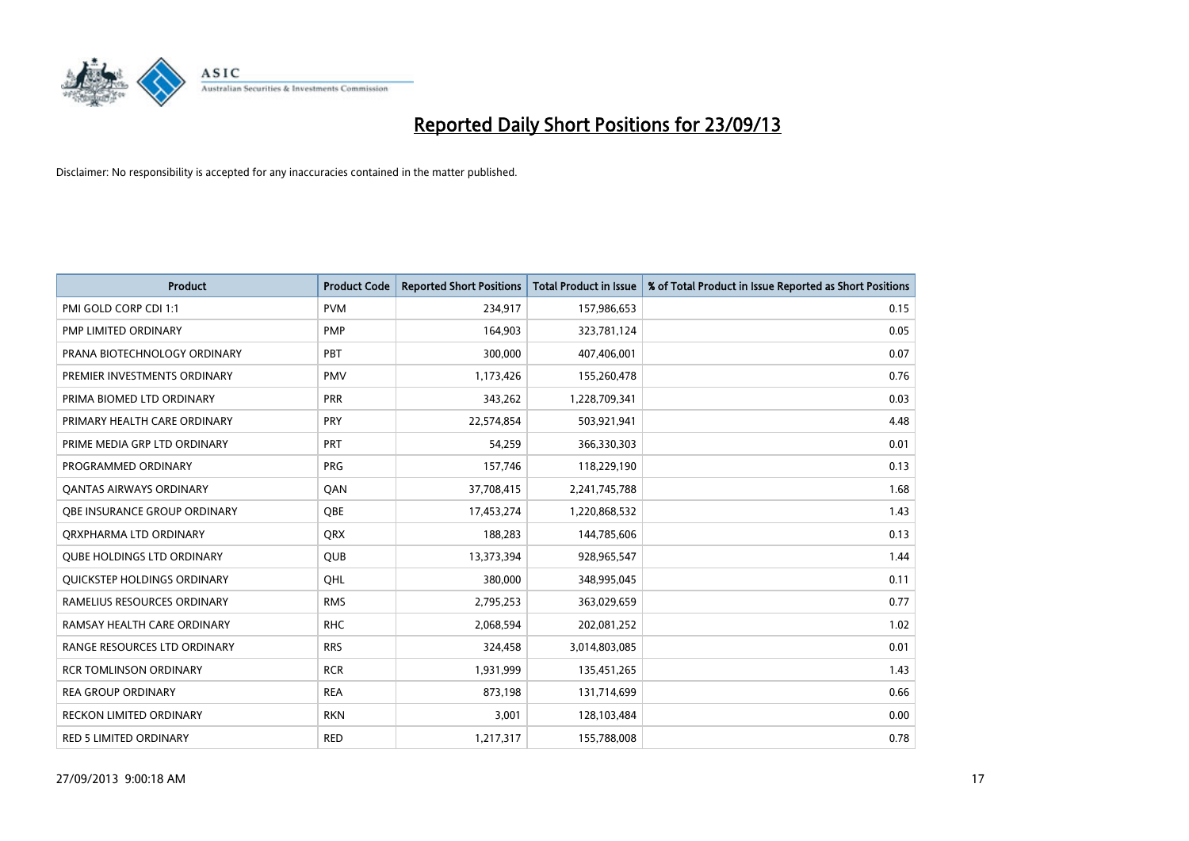# Reported Daily Short Positions for 23/09/13

Disclaimer: No responsibility is accepted for any inaccuracies contained in the matter published.

| Product | Product Code | Reported Short Positions | Total Product in Issue | % of Total Product in Issue Reported as Short Positions |
|---|---|---|---|---|
| PMI GOLD CORP CDI 1:1 | PVM | 234,917 | 157,986,653 | 0.15 |
| PMP LIMITED ORDINARY | PMP | 164,903 | 323,781,124 | 0.05 |
| PRANA BIOTECHNOLOGY ORDINARY | PBT | 300,000 | 407,406,001 | 0.07 |
| PREMIER INVESTMENTS ORDINARY | PMV | 1,173,426 | 155,260,478 | 0.76 |
| PRIMA BIOMED LTD ORDINARY | PRR | 343,262 | 1,228,709,341 | 0.03 |
| PRIMARY HEALTH CARE ORDINARY | PRY | 22,574,854 | 503,921,941 | 4.48 |
| PRIME MEDIA GRP LTD ORDINARY | PRT | 54,259 | 366,330,303 | 0.01 |
| PROGRAMMED ORDINARY | PRG | 157,746 | 118,229,190 | 0.13 |
| QANTAS AIRWAYS ORDINARY | QAN | 37,708,415 | 2,241,745,788 | 1.68 |
| QBE INSURANCE GROUP ORDINARY | QBE | 17,453,274 | 1,220,868,532 | 1.43 |
| QRXPHARMA LTD ORDINARY | QRX | 188,283 | 144,785,606 | 0.13 |
| QUBE HOLDINGS LTD ORDINARY | QUB | 13,373,394 | 928,965,547 | 1.44 |
| QUICKSTEP HOLDINGS ORDINARY | QHL | 380,000 | 348,995,045 | 0.11 |
| RAMELIUS RESOURCES ORDINARY | RMS | 2,795,253 | 363,029,659 | 0.77 |
| RAMSAY HEALTH CARE ORDINARY | RHC | 2,068,594 | 202,081,252 | 1.02 |
| RANGE RESOURCES LTD ORDINARY | RRS | 324,458 | 3,014,803,085 | 0.01 |
| RCR TOMLINSON ORDINARY | RCR | 1,931,999 | 135,451,265 | 1.43 |
| REA GROUP ORDINARY | REA | 873,198 | 131,714,699 | 0.66 |
| RECKON LIMITED ORDINARY | RKN | 3,001 | 128,103,484 | 0.00 |
| RED 5 LIMITED ORDINARY | RED | 1,217,317 | 155,788,008 | 0.78 |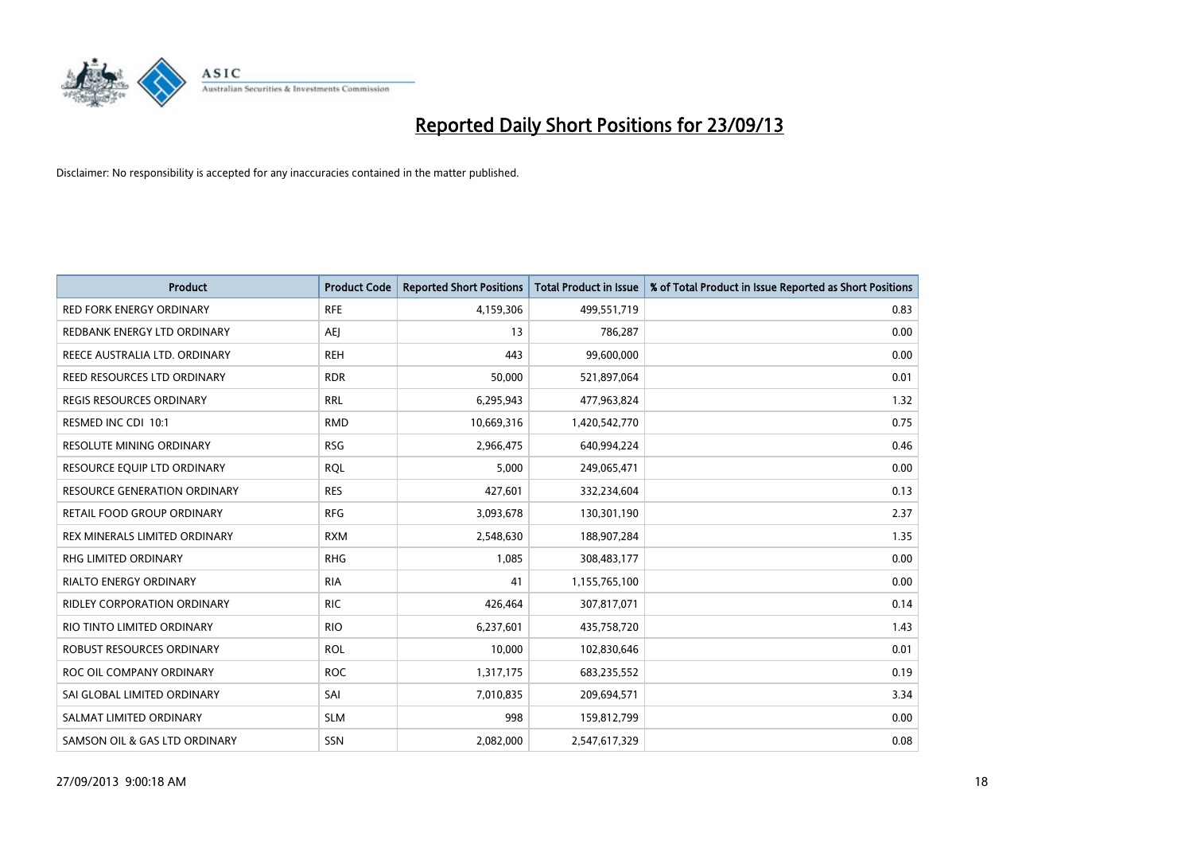# Reported Daily Short Positions for 23/09/13

Disclaimer: No responsibility is accepted for any inaccuracies contained in the matter published.

| Product | Product Code | Reported Short Positions | Total Product in Issue | % of Total Product in Issue Reported as Short Positions |
|---|---|---|---|---|
| RED FORK ENERGY ORDINARY | RFE | 4,159,306 | 499,551,719 | 0.83 |
| REDBANK ENERGY LTD ORDINARY | AEJ | 13 | 786,287 | 0.00 |
| REECE AUSTRALIA LTD. ORDINARY | REH | 443 | 99,600,000 | 0.00 |
| REED RESOURCES LTD ORDINARY | RDR | 50,000 | 521,897,064 | 0.01 |
| REGIS RESOURCES ORDINARY | RRL | 6,295,943 | 477,963,824 | 1.32 |
| RESMED INC CDI 10:1 | RMD | 10,669,316 | 1,420,542,770 | 0.75 |
| RESOLUTE MINING ORDINARY | RSG | 2,966,475 | 640,994,224 | 0.46 |
| RESOURCE EQUIP LTD ORDINARY | RQL | 5,000 | 249,065,471 | 0.00 |
| RESOURCE GENERATION ORDINARY | RES | 427,601 | 332,234,604 | 0.13 |
| RETAIL FOOD GROUP ORDINARY | RFG | 3,093,678 | 130,301,190 | 2.37 |
| REX MINERALS LIMITED ORDINARY | RXM | 2,548,630 | 188,907,284 | 1.35 |
| RHG LIMITED ORDINARY | RHG | 1,085 | 308,483,177 | 0.00 |
| RIALTO ENERGY ORDINARY | RIA | 41 | 1,155,765,100 | 0.00 |
| RIDLEY CORPORATION ORDINARY | RIC | 426,464 | 307,817,071 | 0.14 |
| RIO TINTO LIMITED ORDINARY | RIO | 6,237,601 | 435,758,720 | 1.43 |
| ROBUST RESOURCES ORDINARY | ROL | 10,000 | 102,830,646 | 0.01 |
| ROC OIL COMPANY ORDINARY | ROC | 1,317,175 | 683,235,552 | 0.19 |
| SAI GLOBAL LIMITED ORDINARY | SAI | 7,010,835 | 209,694,571 | 3.34 |
| SALMAT LIMITED ORDINARY | SLM | 998 | 159,812,799 | 0.00 |
| SAMSON OIL & GAS LTD ORDINARY | SSN | 2,082,000 | 2,547,617,329 | 0.08 |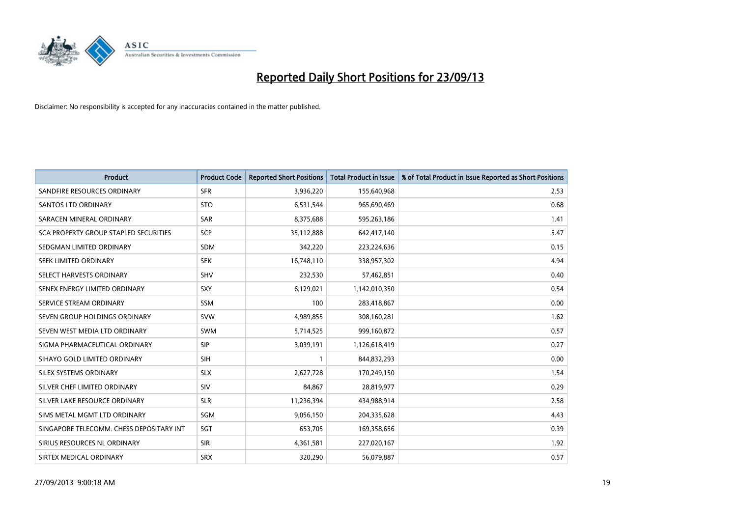# Reported Daily Short Positions for 23/09/13

Disclaimer: No responsibility is accepted for any inaccuracies contained in the matter published.

| Product | Product Code | Reported Short Positions | Total Product in Issue | % of Total Product in Issue Reported as Short Positions |
|---|---|---|---|---|
| SANDFIRE RESOURCES ORDINARY | SFR | 3,936,220 | 155,640,968 | 2.53 |
| SANTOS LTD ORDINARY | STO | 6,531,544 | 965,690,469 | 0.68 |
| SARACEN MINERAL ORDINARY | SAR | 8,375,688 | 595,263,186 | 1.41 |
| SCA PROPERTY GROUP STAPLED SECURITIES | SCP | 35,112,888 | 642,417,140 | 5.47 |
| SEDGMAN LIMITED ORDINARY | SDM | 342,220 | 223,224,636 | 0.15 |
| SEEK LIMITED ORDINARY | SEK | 16,748,110 | 338,957,302 | 4.94 |
| SELECT HARVESTS ORDINARY | SHV | 232,530 | 57,462,851 | 0.40 |
| SENEX ENERGY LIMITED ORDINARY | SXY | 6,129,021 | 1,142,010,350 | 0.54 |
| SERVICE STREAM ORDINARY | SSM | 100 | 283,418,867 | 0.00 |
| SEVEN GROUP HOLDINGS ORDINARY | SVW | 4,989,855 | 308,160,281 | 1.62 |
| SEVEN WEST MEDIA LTD ORDINARY | SWM | 5,714,525 | 999,160,872 | 0.57 |
| SIGMA PHARMACEUTICAL ORDINARY | SIP | 3,039,191 | 1,126,618,419 | 0.27 |
| SIHAYO GOLD LIMITED ORDINARY | SIH | 1 | 844,832,293 | 0.00 |
| SILEX SYSTEMS ORDINARY | SLX | 2,627,728 | 170,249,150 | 1.54 |
| SILVER CHEF LIMITED ORDINARY | SIV | 84,867 | 28,819,977 | 0.29 |
| SILVER LAKE RESOURCE ORDINARY | SLR | 11,236,394 | 434,988,914 | 2.58 |
| SIMS METAL MGMT LTD ORDINARY | SGM | 9,056,150 | 204,335,628 | 4.43 |
| SINGAPORE TELECOMM. CHESS DEPOSITARY INT | SGT | 653,705 | 169,358,656 | 0.39 |
| SIRIUS RESOURCES NL ORDINARY | SIR | 4,361,581 | 227,020,167 | 1.92 |
| SIRTEX MEDICAL ORDINARY | SRX | 320,290 | 56,079,887 | 0.57 |

27/09/2013 9:00:18 AM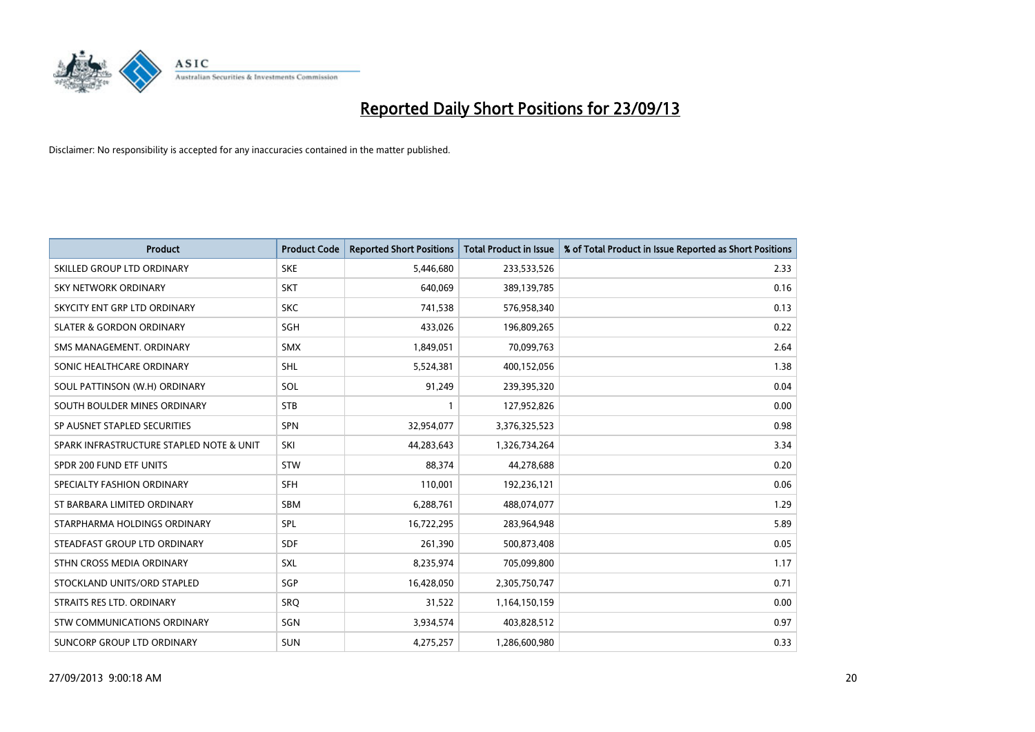# Reported Daily Short Positions for 23/09/13

Disclaimer: No responsibility is accepted for any inaccuracies contained in the matter published.

| Product | Product Code | Reported Short Positions | Total Product in Issue | % of Total Product in Issue Reported as Short Positions |
|---|---|---|---|---|
| SKILLED GROUP LTD ORDINARY | SKE | 5,446,680 | 233,533,526 | 2.33 |
| SKY NETWORK ORDINARY | SKT | 640,069 | 389,139,785 | 0.16 |
| SKYCITY ENT GRP LTD ORDINARY | SKC | 741,538 | 576,958,340 | 0.13 |
| SLATER & GORDON ORDINARY | SGH | 433,026 | 196,809,265 | 0.22 |
| SMS MANAGEMENT. ORDINARY | SMX | 1,849,051 | 70,099,763 | 2.64 |
| SONIC HEALTHCARE ORDINARY | SHL | 5,524,381 | 400,152,056 | 1.38 |
| SOUL PATTINSON (W.H) ORDINARY | SOL | 91,249 | 239,395,320 | 0.04 |
| SOUTH BOULDER MINES ORDINARY | STB | 1 | 127,952,826 | 0.00 |
| SP AUSNET STAPLED SECURITIES | SPN | 32,954,077 | 3,376,325,523 | 0.98 |
| SPARK INFRASTRUCTURE STAPLED NOTE & UNIT | SKI | 44,283,643 | 1,326,734,264 | 3.34 |
| SPDR 200 FUND ETF UNITS | STW | 88,374 | 44,278,688 | 0.20 |
| SPECIALTY FASHION ORDINARY | SFH | 110,001 | 192,236,121 | 0.06 |
| ST BARBARA LIMITED ORDINARY | SBM | 6,288,761 | 488,074,077 | 1.29 |
| STARPHARMA HOLDINGS ORDINARY | SPL | 16,722,295 | 283,964,948 | 5.89 |
| STEADFAST GROUP LTD ORDINARY | SDF | 261,390 | 500,873,408 | 0.05 |
| STHN CROSS MEDIA ORDINARY | SXL | 8,235,974 | 705,099,800 | 1.17 |
| STOCKLAND UNITS/ORD STAPLED | SGP | 16,428,050 | 2,305,750,747 | 0.71 |
| STRAITS RES LTD. ORDINARY | SRQ | 31,522 | 1,164,150,159 | 0.00 |
| STW COMMUNICATIONS ORDINARY | SGN | 3,934,574 | 403,828,512 | 0.97 |
| SUNCORP GROUP LTD ORDINARY | SUN | 4,275,257 | 1,286,600,980 | 0.33 |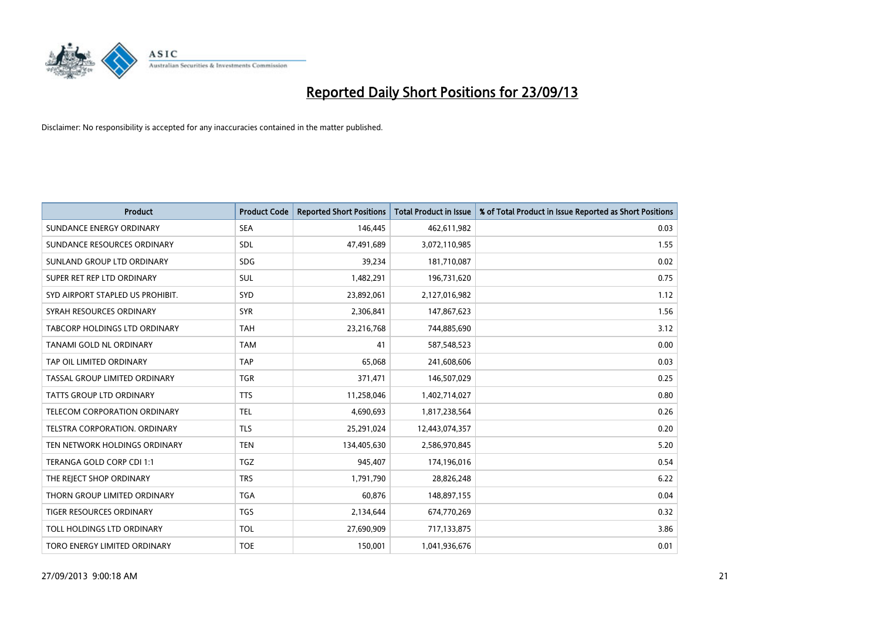# Reported Daily Short Positions for 23/09/13

Disclaimer: No responsibility is accepted for any inaccuracies contained in the matter published.

| Product | Product Code | Reported Short Positions | Total Product in Issue | % of Total Product in Issue Reported as Short Positions |
|---|---|---|---|---|
| SUNDANCE ENERGY ORDINARY | SEA | 146,445 | 462,611,982 | 0.03 |
| SUNDANCE RESOURCES ORDINARY | SDL | 47,491,689 | 3,072,110,985 | 1.55 |
| SUNLAND GROUP LTD ORDINARY | SDG | 39,234 | 181,710,087 | 0.02 |
| SUPER RET REP LTD ORDINARY | SUL | 1,482,291 | 196,731,620 | 0.75 |
| SYD AIRPORT STAPLED US PROHIBIT. | SYD | 23,892,061 | 2,127,016,982 | 1.12 |
| SYRAH RESOURCES ORDINARY | SYR | 2,306,841 | 147,867,623 | 1.56 |
| TABCORP HOLDINGS LTD ORDINARY | TAH | 23,216,768 | 744,885,690 | 3.12 |
| TANAMI GOLD NL ORDINARY | TAM | 41 | 587,548,523 | 0.00 |
| TAP OIL LIMITED ORDINARY | TAP | 65,068 | 241,608,606 | 0.03 |
| TASSAL GROUP LIMITED ORDINARY | TGR | 371,471 | 146,507,029 | 0.25 |
| TATTS GROUP LTD ORDINARY | TTS | 11,258,046 | 1,402,714,027 | 0.80 |
| TELECOM CORPORATION ORDINARY | TEL | 4,690,693 | 1,817,238,564 | 0.26 |
| TELSTRA CORPORATION. ORDINARY | TLS | 25,291,024 | 12,443,074,357 | 0.20 |
| TEN NETWORK HOLDINGS ORDINARY | TEN | 134,405,630 | 2,586,970,845 | 5.20 |
| TERANGA GOLD CORP CDI 1:1 | TGZ | 945,407 | 174,196,016 | 0.54 |
| THE REJECT SHOP ORDINARY | TRS | 1,791,790 | 28,826,248 | 6.22 |
| THORN GROUP LIMITED ORDINARY | TGA | 60,876 | 148,897,155 | 0.04 |
| TIGER RESOURCES ORDINARY | TGS | 2,134,644 | 674,770,269 | 0.32 |
| TOLL HOLDINGS LTD ORDINARY | TOL | 27,690,909 | 717,133,875 | 3.86 |
| TORO ENERGY LIMITED ORDINARY | TOE | 150,001 | 1,041,936,676 | 0.01 |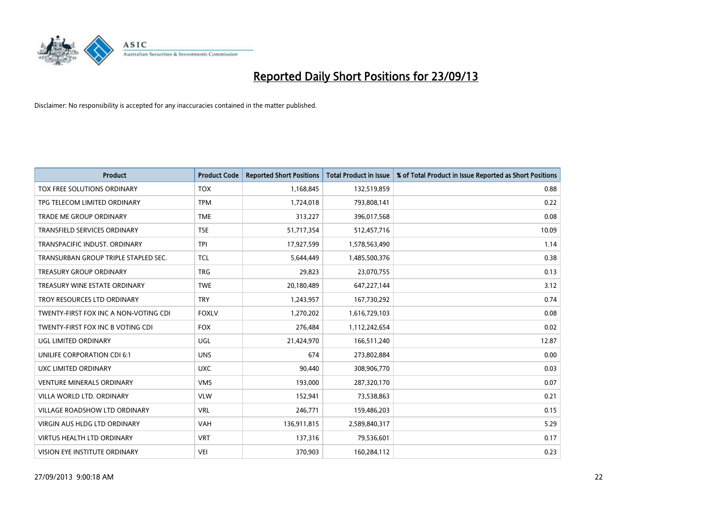# Reported Daily Short Positions for 23/09/13

Disclaimer: No responsibility is accepted for any inaccuracies contained in the matter published.

| Product | Product Code | Reported Short Positions | Total Product in Issue | % of Total Product in Issue Reported as Short Positions |
|---|---|---|---|---|
| TOX FREE SOLUTIONS ORDINARY | TOX | 1,168,845 | 132,519,859 | 0.88 |
| TPG TELECOM LIMITED ORDINARY | TPM | 1,724,018 | 793,808,141 | 0.22 |
| TRADE ME GROUP ORDINARY | TME | 313,227 | 396,017,568 | 0.08 |
| TRANSFIELD SERVICES ORDINARY | TSE | 51,717,354 | 512,457,716 | 10.09 |
| TRANSPACIFIC INDUST. ORDINARY | TPI | 17,927,599 | 1,578,563,490 | 1.14 |
| TRANSURBAN GROUP TRIPLE STAPLED SEC. | TCL | 5,644,449 | 1,485,500,376 | 0.38 |
| TREASURY GROUP ORDINARY | TRG | 29,823 | 23,070,755 | 0.13 |
| TREASURY WINE ESTATE ORDINARY | TWE | 20,180,489 | 647,227,144 | 3.12 |
| TROY RESOURCES LTD ORDINARY | TRY | 1,243,957 | 167,730,292 | 0.74 |
| TWENTY-FIRST FOX INC A NON-VOTING CDI | FOXLV | 1,270,202 | 1,616,729,103 | 0.08 |
| TWENTY-FIRST FOX INC B VOTING CDI | FOX | 276,484 | 1,112,242,654 | 0.02 |
| UGL LIMITED ORDINARY | UGL | 21,424,970 | 166,511,240 | 12.87 |
| UNILIFE CORPORATION CDI 6:1 | UNS | 674 | 273,802,884 | 0.00 |
| UXC LIMITED ORDINARY | UXC | 90,440 | 308,906,770 | 0.03 |
| VENTURE MINERALS ORDINARY | VMS | 193,000 | 287,320,170 | 0.07 |
| VILLA WORLD LTD. ORDINARY | VLW | 152,941 | 73,538,863 | 0.21 |
| VILLAGE ROADSHOW LTD ORDINARY | VRL | 246,771 | 159,486,203 | 0.15 |
| VIRGIN AUS HLDG LTD ORDINARY | VAH | 136,911,815 | 2,589,840,317 | 5.29 |
| VIRTUS HEALTH LTD ORDINARY | VRT | 137,316 | 79,536,601 | 0.17 |
| VISION EYE INSTITUTE ORDINARY | VEI | 370,903 | 160,284,112 | 0.23 |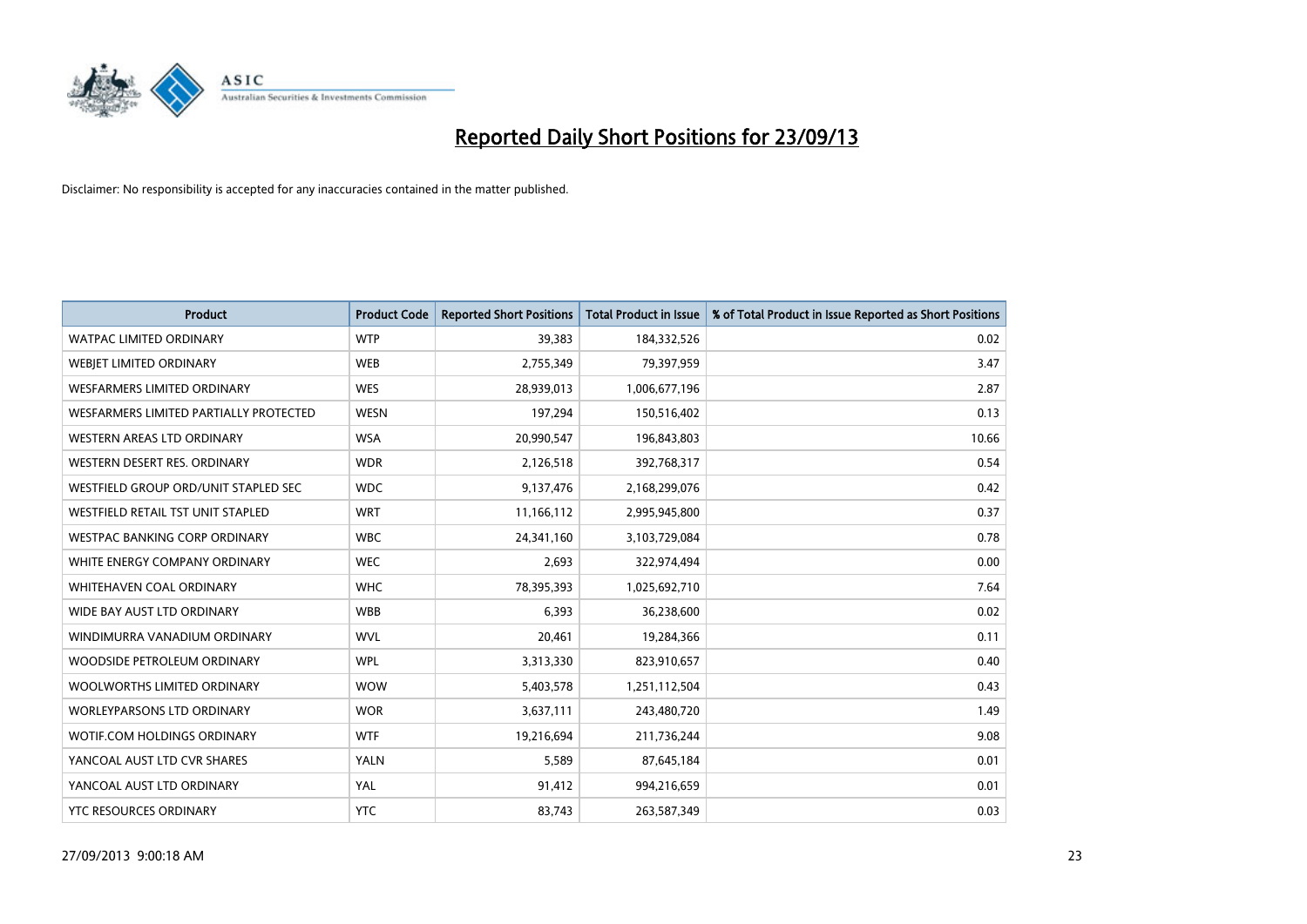# Reported Daily Short Positions for 23/09/13

Disclaimer: No responsibility is accepted for any inaccuracies contained in the matter published.

| Product | Product Code | Reported Short Positions | Total Product in Issue | % of Total Product in Issue Reported as Short Positions |
|---|---|---|---|---|
| WATPAC LIMITED ORDINARY | WTP | 39,383 | 184,332,526 | 0.02 |
| WEBJET LIMITED ORDINARY | WEB | 2,755,349 | 79,397,959 | 3.47 |
| WESFARMERS LIMITED ORDINARY | WES | 28,939,013 | 1,006,677,196 | 2.87 |
| WESFARMERS LIMITED PARTIALLY PROTECTED | WESN | 197,294 | 150,516,402 | 0.13 |
| WESTERN AREAS LTD ORDINARY | WSA | 20,990,547 | 196,843,803 | 10.66 |
| WESTERN DESERT RES. ORDINARY | WDR | 2,126,518 | 392,768,317 | 0.54 |
| WESTFIELD GROUP ORD/UNIT STAPLED SEC | WDC | 9,137,476 | 2,168,299,076 | 0.42 |
| WESTFIELD RETAIL TST UNIT STAPLED | WRT | 11,166,112 | 2,995,945,800 | 0.37 |
| WESTPAC BANKING CORP ORDINARY | WBC | 24,341,160 | 3,103,729,084 | 0.78 |
| WHITE ENERGY COMPANY ORDINARY | WEC | 2,693 | 322,974,494 | 0.00 |
| WHITEHAVEN COAL ORDINARY | WHC | 78,395,393 | 1,025,692,710 | 7.64 |
| WIDE BAY AUST LTD ORDINARY | WBB | 6,393 | 36,238,600 | 0.02 |
| WINDIMURRA VANADIUM ORDINARY | WVL | 20,461 | 19,284,366 | 0.11 |
| WOODSIDE PETROLEUM ORDINARY | WPL | 3,313,330 | 823,910,657 | 0.40 |
| WOOLWORTHS LIMITED ORDINARY | WOW | 5,403,578 | 1,251,112,504 | 0.43 |
| WORLEYPARSONS LTD ORDINARY | WOR | 3,637,111 | 243,480,720 | 1.49 |
| WOTIF.COM HOLDINGS ORDINARY | WTF | 19,216,694 | 211,736,244 | 9.08 |
| YANCOAL AUST LTD CVR SHARES | YALN | 5,589 | 87,645,184 | 0.01 |
| YANCOAL AUST LTD ORDINARY | YAL | 91,412 | 994,216,659 | 0.01 |
| YTC RESOURCES ORDINARY | YTC | 83,743 | 263,587,349 | 0.03 |